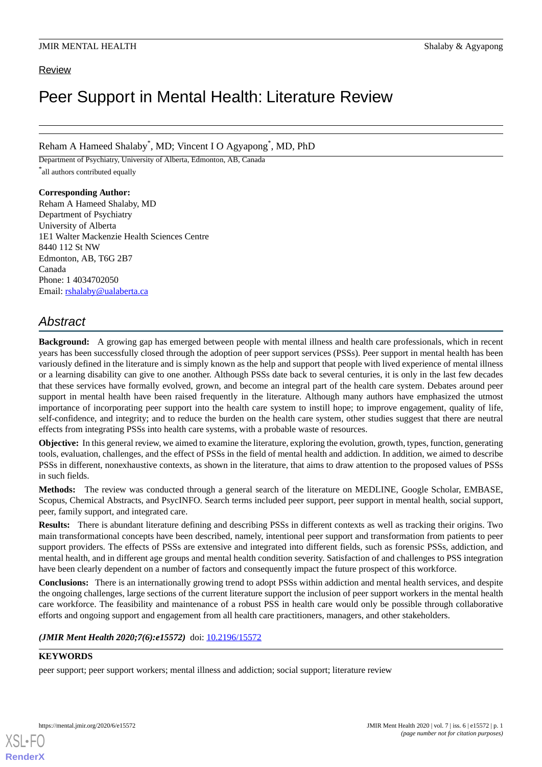Review

# Peer Support in Mental Health: Literature Review

Reham A Hameed Shalaby[*], MD; Vincent I O Agyapong[*], MD, PhD

Department of Psychiatry, University of Alberta, Edmonton, AB, Canada

[*]all authors contributed equally

**Corresponding Author:**
Reham A Hameed Shalaby, MD
Department of Psychiatry
University of Alberta
1E1 Walter Mackenzie Health Sciences Centre
8440 112 St NW
Edmonton, AB, T6G 2B7
Canada
Phone: 1 4034702050
Email: rshalaby@ualaberta.ca

## Abstract

**Background:** A growing gap has emerged between people with mental illness and health care professionals, which in recent years has been successfully closed through the adoption of peer support services (PSSs). Peer support in mental health has been variously defined in the literature and is simply known as the help and support that people with lived experience of mental illness or a learning disability can give to one another. Although PSSs date back to several centuries, it is only in the last few decades that these services have formally evolved, grown, and become an integral part of the health care system. Debates around peer support in mental health have been raised frequently in the literature. Although many authors have emphasized the utmost importance of incorporating peer support into the health care system to instill hope; to improve engagement, quality of life, self-confidence, and integrity; and to reduce the burden on the health care system, other studies suggest that there are neutral effects from integrating PSSs into health care systems, with a probable waste of resources.

**Objective:** In this general review, we aimed to examine the literature, exploring the evolution, growth, types, function, generating tools, evaluation, challenges, and the effect of PSSs in the field of mental health and addiction. In addition, we aimed to describe PSSs in different, nonexhaustive contexts, as shown in the literature, that aims to draw attention to the proposed values of PSSs in such fields.

**Methods:** The review was conducted through a general search of the literature on MEDLINE, Google Scholar, EMBASE, Scopus, Chemical Abstracts, and PsycINFO. Search terms included peer support, peer support in mental health, social support, peer, family support, and integrated care.

**Results:** There is abundant literature defining and describing PSSs in different contexts as well as tracking their origins. Two main transformational concepts have been described, namely, intentional peer support and transformation from patients to peer support providers. The effects of PSSs are extensive and integrated into different fields, such as forensic PSSs, addiction, and mental health, and in different age groups and mental health condition severity. Satisfaction of and challenges to PSS integration have been clearly dependent on a number of factors and consequently impact the future prospect of this workforce.

**Conclusions:** There is an internationally growing trend to adopt PSSs within addiction and mental health services, and despite the ongoing challenges, large sections of the current literature support the inclusion of peer support workers in the mental health care workforce. The feasibility and maintenance of a robust PSS in health care would only be possible through collaborative efforts and ongoing support and engagement from all health care practitioners, managers, and other stakeholders.

***(JMIR Ment Health 2020;7(6):e15572)*** doi: 10.2196/15572

**KEYWORDS**

peer support; peer support workers; mental illness and addiction; social support; literature review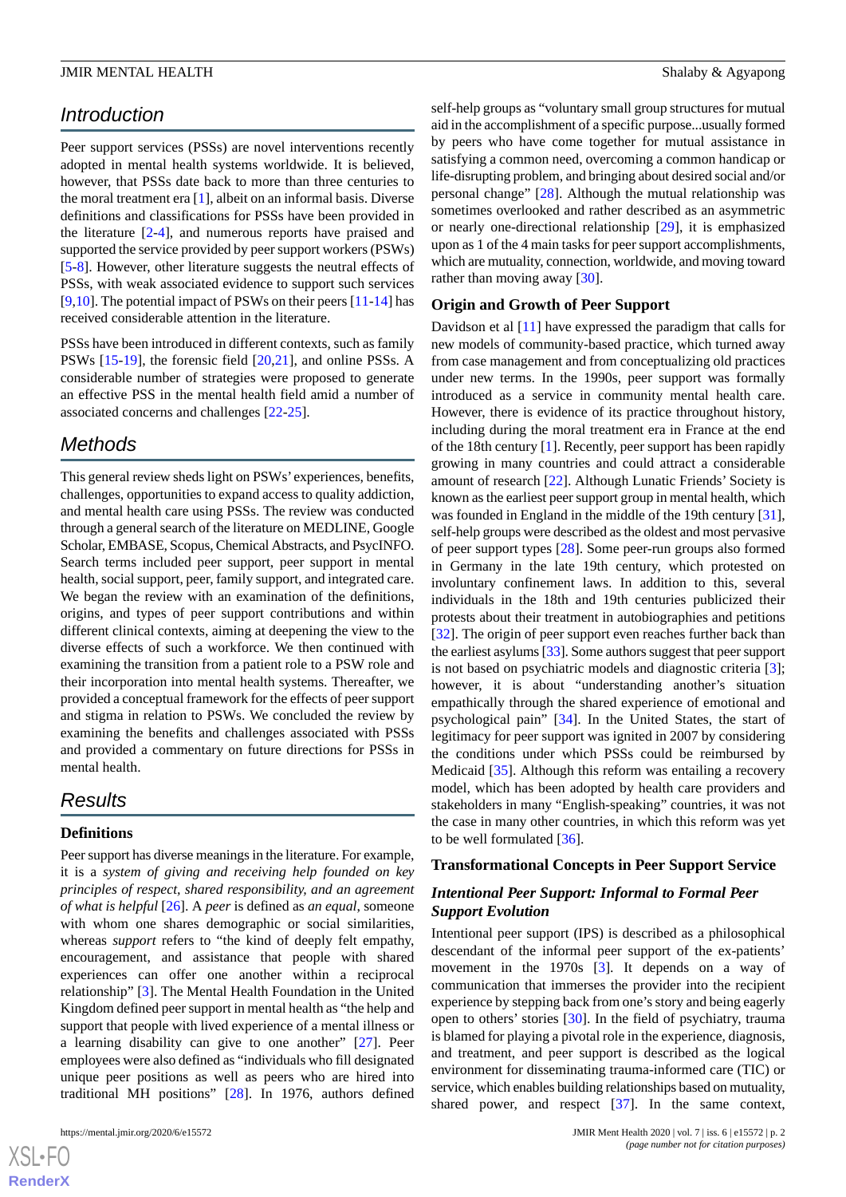## Introduction

Peer support services (PSSs) are novel interventions recently adopted in mental health systems worldwide. It is believed, however, that PSSs date back to more than three centuries to the moral treatment era [1], albeit on an informal basis. Diverse definitions and classifications for PSSs have been provided in the literature [2-4], and numerous reports have praised and supported the service provided by peer support workers (PSWs) [5-8]. However, other literature suggests the neutral effects of PSSs, with weak associated evidence to support such services [9,10]. The potential impact of PSWs on their peers [11-14] has received considerable attention in the literature.

PSSs have been introduced in different contexts, such as family PSWs [15-19], the forensic field [20,21], and online PSSs. A considerable number of strategies were proposed to generate an effective PSS in the mental health field amid a number of associated concerns and challenges [22-25].

## Methods

This general review sheds light on PSWs' experiences, benefits, challenges, opportunities to expand access to quality addiction, and mental health care using PSSs. The review was conducted through a general search of the literature on MEDLINE, Google Scholar, EMBASE, Scopus, Chemical Abstracts, and PsycINFO. Search terms included peer support, peer support in mental health, social support, peer, family support, and integrated care. We began the review with an examination of the definitions, origins, and types of peer support contributions and within different clinical contexts, aiming at deepening the view to the diverse effects of such a workforce. We then continued with examining the transition from a patient role to a PSW role and their incorporation into mental health systems. Thereafter, we provided a conceptual framework for the effects of peer support and stigma in relation to PSWs. We concluded the review by examining the benefits and challenges associated with PSSs and provided a commentary on future directions for PSSs in mental health.

## Results

### Definitions

Peer support has diverse meanings in the literature. For example, it is a *system of giving and receiving help founded on key principles of respect, shared responsibility, and an agreement of what is helpful* [26]. A *peer* is defined as *an equal*, someone with whom one shares demographic or social similarities, whereas *support* refers to "the kind of deeply felt empathy, encouragement, and assistance that people with shared experiences can offer one another within a reciprocal relationship" [3]. The Mental Health Foundation in the United Kingdom defined peer support in mental health as "the help and support that people with lived experience of a mental illness or a learning disability can give to one another" [27]. Peer employees were also defined as "individuals who fill designated unique peer positions as well as peers who are hired into traditional MH positions" [28]. In 1976, authors defined self-help groups as "voluntary small group structures for mutual aid in the accomplishment of a specific purpose...usually formed by peers who have come together for mutual assistance in satisfying a common need, overcoming a common handicap or life-disrupting problem, and bringing about desired social and/or personal change" [28]. Although the mutual relationship was sometimes overlooked and rather described as an asymmetric or nearly one-directional relationship [29], it is emphasized upon as 1 of the 4 main tasks for peer support accomplishments, which are mutuality, connection, worldwide, and moving toward rather than moving away [30].

### Origin and Growth of Peer Support

Davidson et al [11] have expressed the paradigm that calls for new models of community-based practice, which turned away from case management and from conceptualizing old practices under new terms. In the 1990s, peer support was formally introduced as a service in community mental health care. However, there is evidence of its practice throughout history, including during the moral treatment era in France at the end of the 18th century [1]. Recently, peer support has been rapidly growing in many countries and could attract a considerable amount of research [22]. Although Lunatic Friends' Society is known as the earliest peer support group in mental health, which was founded in England in the middle of the 19th century [31], self-help groups were described as the oldest and most pervasive of peer support types [28]. Some peer-run groups also formed in Germany in the late 19th century, which protested on involuntary confinement laws. In addition to this, several individuals in the 18th and 19th centuries publicized their protests about their treatment in autobiographies and petitions [32]. The origin of peer support even reaches further back than the earliest asylums [33]. Some authors suggest that peer support is not based on psychiatric models and diagnostic criteria [3]; however, it is about "understanding another's situation empathically through the shared experience of emotional and psychological pain" [34]. In the United States, the start of legitimacy for peer support was ignited in 2007 by considering the conditions under which PSSs could be reimbursed by Medicaid [35]. Although this reform was entailing a recovery model, which has been adopted by health care providers and stakeholders in many "English-speaking" countries, it was not the case in many other countries, in which this reform was yet to be well formulated [36].

### Transformational Concepts in Peer Support Service

#### *Intentional Peer Support: Informal to Formal Peer Support Evolution*

Intentional peer support (IPS) is described as a philosophical descendant of the informal peer support of the ex-patients' movement in the 1970s [3]. It depends on a way of communication that immerses the provider into the recipient experience by stepping back from one's story and being eagerly open to others' stories [30]. In the field of psychiatry, trauma is blamed for playing a pivotal role in the experience, diagnosis, and treatment, and peer support is described as the logical environment for disseminating trauma-informed care (TIC) or service, which enables building relationships based on mutuality, shared power, and respect [37]. In the same context,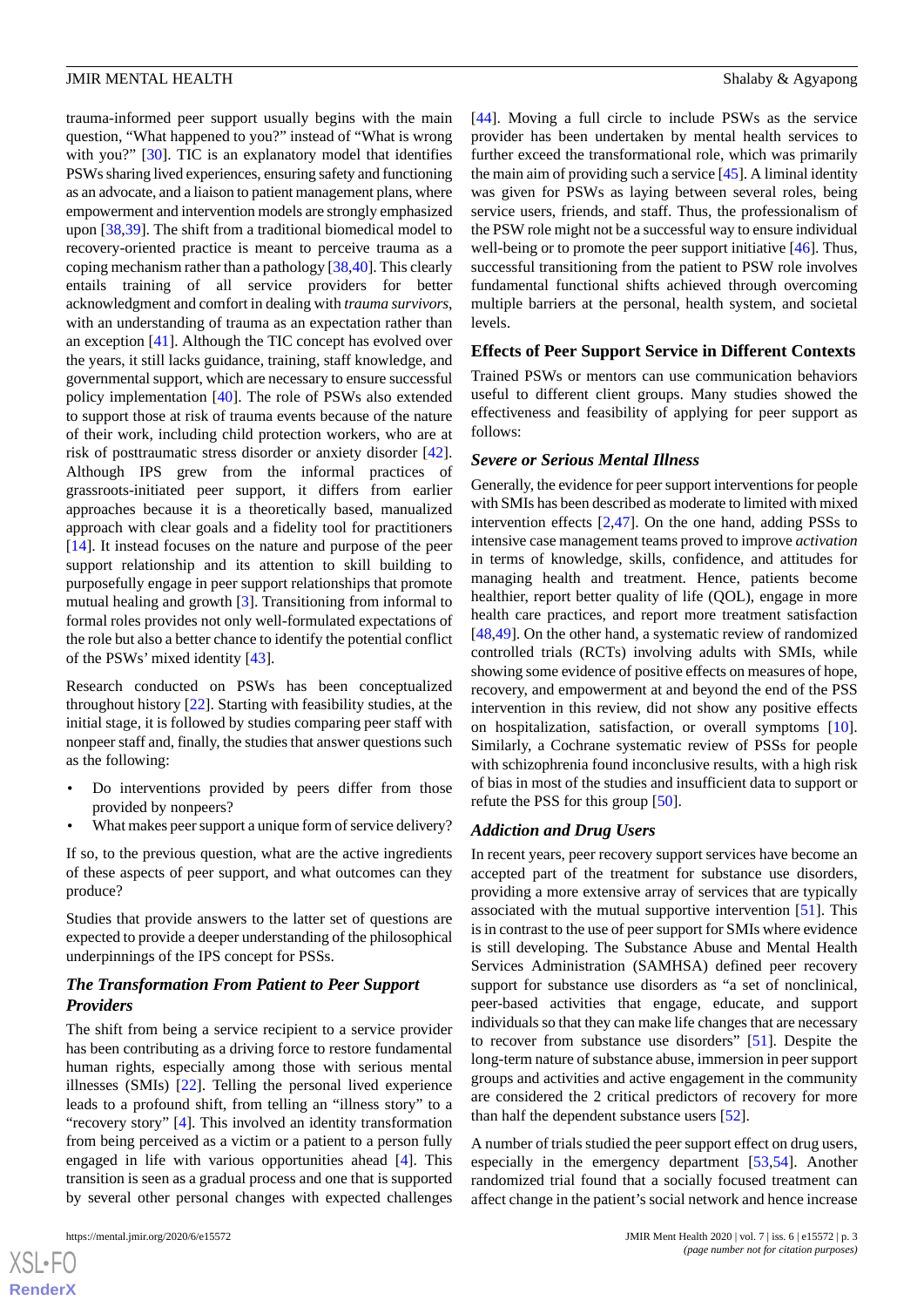trauma-informed peer support usually begins with the main question, "What happened to you?" instead of "What is wrong with you?" [30]. TIC is an explanatory model that identifies PSWs sharing lived experiences, ensuring safety and functioning as an advocate, and a liaison to patient management plans, where empowerment and intervention models are strongly emphasized upon [38,39]. The shift from a traditional biomedical model to recovery-oriented practice is meant to perceive trauma as a coping mechanism rather than a pathology [38,40]. This clearly entails training of all service providers for better acknowledgment and comfort in dealing with *trauma survivors*, with an understanding of trauma as an expectation rather than an exception [41]. Although the TIC concept has evolved over the years, it still lacks guidance, training, staff knowledge, and governmental support, which are necessary to ensure successful policy implementation [40]. The role of PSWs also extended to support those at risk of trauma events because of the nature of their work, including child protection workers, who are at risk of posttraumatic stress disorder or anxiety disorder [42]. Although IPS grew from the informal practices of grassroots-initiated peer support, it differs from earlier approaches because it is a theoretically based, manualized approach with clear goals and a fidelity tool for practitioners [14]. It instead focuses on the nature and purpose of the peer support relationship and its attention to skill building to purposefully engage in peer support relationships that promote mutual healing and growth [3]. Transitioning from informal to formal roles provides not only well-formulated expectations of the role but also a better chance to identify the potential conflict of the PSWs' mixed identity [43].

Research conducted on PSWs has been conceptualized throughout history [22]. Starting with feasibility studies, at the initial stage, it is followed by studies comparing peer staff with nonpeer staff and, finally, the studies that answer questions such as the following:

- Do interventions provided by peers differ from those provided by nonpeers?
- What makes peer support a unique form of service delivery?

If so, to the previous question, what are the active ingredients of these aspects of peer support, and what outcomes can they produce?

Studies that provide answers to the latter set of questions are expected to provide a deeper understanding of the philosophical underpinnings of the IPS concept for PSSs.

### *The Transformation From Patient to Peer Support Providers*

The shift from being a service recipient to a service provider has been contributing as a driving force to restore fundamental human rights, especially among those with serious mental illnesses (SMIs) [22]. Telling the personal lived experience leads to a profound shift, from telling an "illness story" to a "recovery story" [4]. This involved an identity transformation from being perceived as a victim or a patient to a person fully engaged in life with various opportunities ahead [4]. This transition is seen as a gradual process and one that is supported by several other personal changes with expected challenges [44]. Moving a full circle to include PSWs as the service provider has been undertaken by mental health services to further exceed the transformational role, which was primarily the main aim of providing such a service [45]. A liminal identity was given for PSWs as laying between several roles, being service users, friends, and staff. Thus, the professionalism of the PSW role might not be a successful way to ensure individual well-being or to promote the peer support initiative [46]. Thus, successful transitioning from the patient to PSW role involves fundamental functional shifts achieved through overcoming multiple barriers at the personal, health system, and societal levels.

## Effects of Peer Support Service in Different Contexts

Trained PSWs or mentors can use communication behaviors useful to different client groups. Many studies showed the effectiveness and feasibility of applying for peer support as follows:

### *Severe or Serious Mental Illness*

Generally, the evidence for peer support interventions for people with SMIs has been described as moderate to limited with mixed intervention effects [2,47]. On the one hand, adding PSSs to intensive case management teams proved to improve *activation* in terms of knowledge, skills, confidence, and attitudes for managing health and treatment. Hence, patients become healthier, report better quality of life (QOL), engage in more health care practices, and report more treatment satisfaction [48,49]. On the other hand, a systematic review of randomized controlled trials (RCTs) involving adults with SMIs, while showing some evidence of positive effects on measures of hope, recovery, and empowerment at and beyond the end of the PSS intervention in this review, did not show any positive effects on hospitalization, satisfaction, or overall symptoms [10]. Similarly, a Cochrane systematic review of PSSs for people with schizophrenia found inconclusive results, with a high risk of bias in most of the studies and insufficient data to support or refute the PSS for this group [50].

### *Addiction and Drug Users*

In recent years, peer recovery support services have become an accepted part of the treatment for substance use disorders, providing a more extensive array of services that are typically associated with the mutual supportive intervention [51]. This is in contrast to the use of peer support for SMIs where evidence is still developing. The Substance Abuse and Mental Health Services Administration (SAMHSA) defined peer recovery support for substance use disorders as "a set of nonclinical, peer-based activities that engage, educate, and support individuals so that they can make life changes that are necessary to recover from substance use disorders" [51]. Despite the long-term nature of substance abuse, immersion in peer support groups and activities and active engagement in the community are considered the 2 critical predictors of recovery for more than half the dependent substance users [52].

A number of trials studied the peer support effect on drug users, especially in the emergency department [53,54]. Another randomized trial found that a socially focused treatment can affect change in the patient's social network and hence increase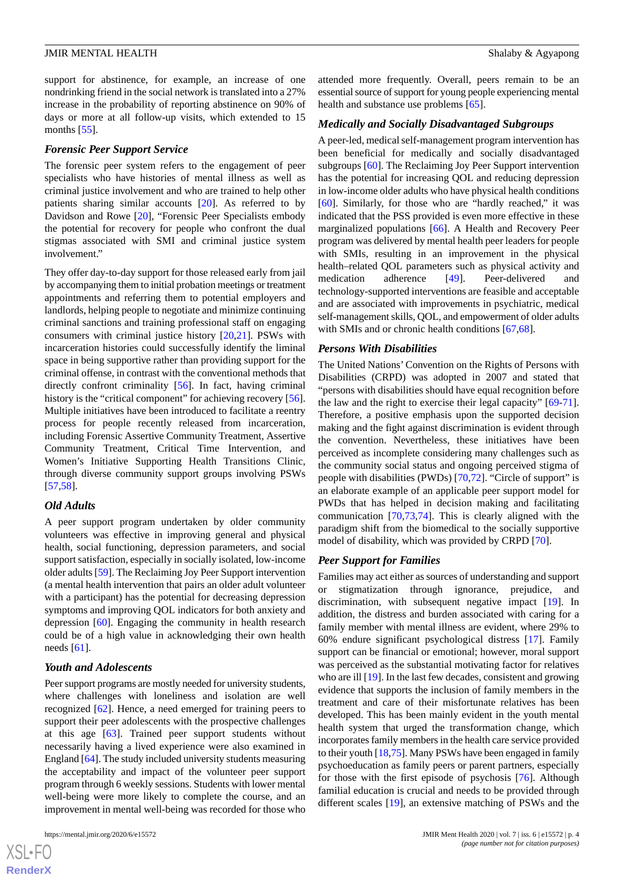support for abstinence, for example, an increase of one nondrinking friend in the social network is translated into a 27% increase in the probability of reporting abstinence on 90% of days or more at all follow-up visits, which extended to 15 months [55].

### Forensic Peer Support Service

The forensic peer system refers to the engagement of peer specialists who have histories of mental illness as well as criminal justice involvement and who are trained to help other patients sharing similar accounts [20]. As referred to by Davidson and Rowe [20], "Forensic Peer Specialists embody the potential for recovery for people who confront the dual stigmas associated with SMI and criminal justice system involvement."

They offer day-to-day support for those released early from jail by accompanying them to initial probation meetings or treatment appointments and referring them to potential employers and landlords, helping people to negotiate and minimize continuing criminal sanctions and training professional staff on engaging consumers with criminal justice history [20,21]. PSWs with incarceration histories could successfully identify the liminal space in being supportive rather than providing support for the criminal offense, in contrast with the conventional methods that directly confront criminality [56]. In fact, having criminal history is the "critical component" for achieving recovery [56]. Multiple initiatives have been introduced to facilitate a reentry process for people recently released from incarceration, including Forensic Assertive Community Treatment, Assertive Community Treatment, Critical Time Intervention, and Women's Initiative Supporting Health Transitions Clinic, through diverse community support groups involving PSWs [57,58].

### Old Adults

A peer support program undertaken by older community volunteers was effective in improving general and physical health, social functioning, depression parameters, and social support satisfaction, especially in socially isolated, low-income older adults [59]. The Reclaiming Joy Peer Support intervention (a mental health intervention that pairs an older adult volunteer with a participant) has the potential for decreasing depression symptoms and improving QOL indicators for both anxiety and depression [60]. Engaging the community in health research could be of a high value in acknowledging their own health needs [61].

### Youth and Adolescents

Peer support programs are mostly needed for university students, where challenges with loneliness and isolation are well recognized [62]. Hence, a need emerged for training peers to support their peer adolescents with the prospective challenges at this age [63]. Trained peer support students without necessarily having a lived experience were also examined in England [64]. The study included university students measuring the acceptability and impact of the volunteer peer support program through 6 weekly sessions. Students with lower mental well-being were more likely to complete the course, and an improvement in mental well-being was recorded for those who attended more frequently. Overall, peers remain to be an essential source of support for young people experiencing mental health and substance use problems [65].

### Medically and Socially Disadvantaged Subgroups

A peer-led, medical self-management program intervention has been beneficial for medically and socially disadvantaged subgroups [60]. The Reclaiming Joy Peer Support intervention has the potential for increasing QOL and reducing depression in low-income older adults who have physical health conditions [60]. Similarly, for those who are "hardly reached," it was indicated that the PSS provided is even more effective in these marginalized populations [66]. A Health and Recovery Peer program was delivered by mental health peer leaders for people with SMIs, resulting in an improvement in the physical health–related QOL parameters such as physical activity and medication adherence [49]. Peer-delivered and technology-supported interventions are feasible and acceptable and are associated with improvements in psychiatric, medical self-management skills, QOL, and empowerment of older adults with SMIs and or chronic health conditions [67,68].

### Persons With Disabilities

The United Nations' Convention on the Rights of Persons with Disabilities (CRPD) was adopted in 2007 and stated that "persons with disabilities should have equal recognition before the law and the right to exercise their legal capacity" [69-71]. Therefore, a positive emphasis upon the supported decision making and the fight against discrimination is evident through the convention. Nevertheless, these initiatives have been perceived as incomplete considering many challenges such as the community social status and ongoing perceived stigma of people with disabilities (PWDs) [70,72]. "Circle of support" is an elaborate example of an applicable peer support model for PWDs that has helped in decision making and facilitating communication [70,73,74]. This is clearly aligned with the paradigm shift from the biomedical to the socially supportive model of disability, which was provided by CRPD [70].

### Peer Support for Families

Families may act either as sources of understanding and support or stigmatization through ignorance, prejudice, and discrimination, with subsequent negative impact [19]. In addition, the distress and burden associated with caring for a family member with mental illness are evident, where 29% to 60% endure significant psychological distress [17]. Family support can be financial or emotional; however, moral support was perceived as the substantial motivating factor for relatives who are ill [19]. In the last few decades, consistent and growing evidence that supports the inclusion of family members in the treatment and care of their misfortunate relatives has been developed. This has been mainly evident in the youth mental health system that urged the transformation change, which incorporates family members in the health care service provided to their youth [18,75]. Many PSWs have been engaged in family psychoeducation as family peers or parent partners, especially for those with the first episode of psychosis [76]. Although familial education is crucial and needs to be provided through different scales [19], an extensive matching of PSWs and the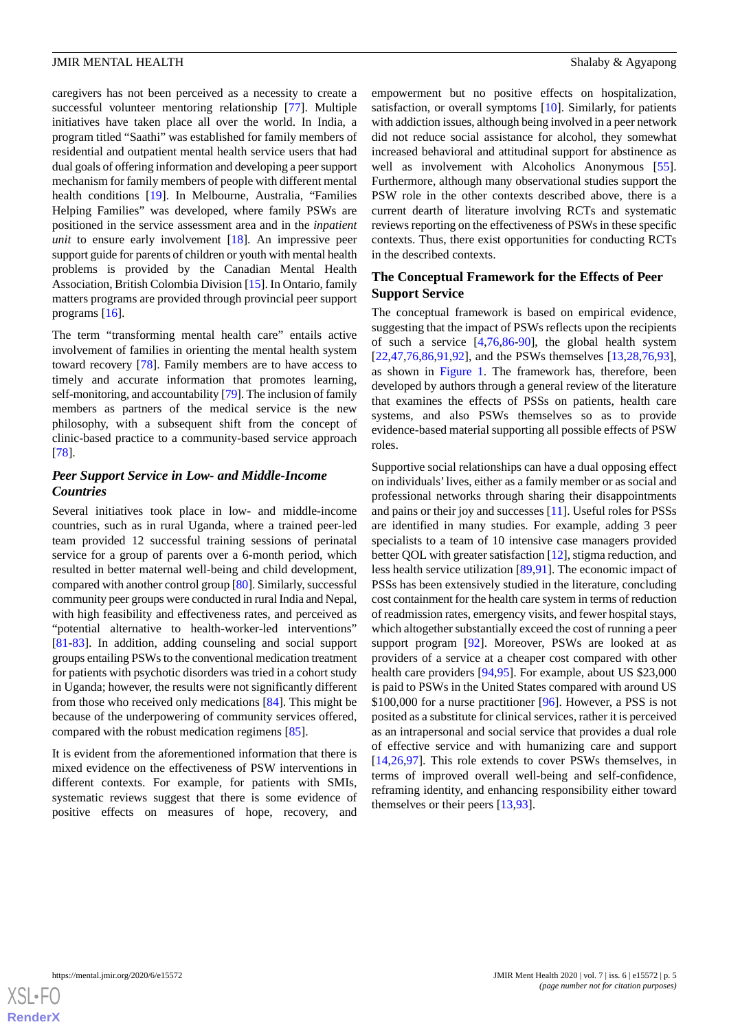caregivers has not been perceived as a necessity to create a successful volunteer mentoring relationship [77]. Multiple initiatives have taken place all over the world. In India, a program titled "Saathi" was established for family members of residential and outpatient mental health service users that had dual goals of offering information and developing a peer support mechanism for family members of people with different mental health conditions [19]. In Melbourne, Australia, "Families Helping Families" was developed, where family PSWs are positioned in the service assessment area and in the *inpatient unit* to ensure early involvement [18]. An impressive peer support guide for parents of children or youth with mental health problems is provided by the Canadian Mental Health Association, British Colombia Division [15]. In Ontario, family matters programs are provided through provincial peer support programs [16].

The term "transforming mental health care" entails active involvement of families in orienting the mental health system toward recovery [78]. Family members are to have access to timely and accurate information that promotes learning, self-monitoring, and accountability [79]. The inclusion of family members as partners of the medical service is the new philosophy, with a subsequent shift from the concept of clinic-based practice to a community-based service approach [78].

### *Peer Support Service in Low- and Middle-Income Countries*

Several initiatives took place in low- and middle-income countries, such as in rural Uganda, where a trained peer-led team provided 12 successful training sessions of perinatal service for a group of parents over a 6-month period, which resulted in better maternal well-being and child development, compared with another control group [80]. Similarly, successful community peer groups were conducted in rural India and Nepal, with high feasibility and effectiveness rates, and perceived as "potential alternative to health-worker-led interventions" [81-83]. In addition, adding counseling and social support groups entailing PSWs to the conventional medication treatment for patients with psychotic disorders was tried in a cohort study in Uganda; however, the results were not significantly different from those who received only medications [84]. This might be because of the underpowering of community services offered, compared with the robust medication regimens [85].

It is evident from the aforementioned information that there is mixed evidence on the effectiveness of PSW interventions in different contexts. For example, for patients with SMIs, systematic reviews suggest that there is some evidence of positive effects on measures of hope, recovery, and empowerment but no positive effects on hospitalization, satisfaction, or overall symptoms [10]. Similarly, for patients with addiction issues, although being involved in a peer network did not reduce social assistance for alcohol, they somewhat increased behavioral and attitudinal support for abstinence as well as involvement with Alcoholics Anonymous [55]. Furthermore, although many observational studies support the PSW role in the other contexts described above, there is a current dearth of literature involving RCTs and systematic reviews reporting on the effectiveness of PSWs in these specific contexts. Thus, there exist opportunities for conducting RCTs in the described contexts.

## The Conceptual Framework for the Effects of Peer Support Service

The conceptual framework is based on empirical evidence, suggesting that the impact of PSWs reflects upon the recipients of such a service [4,76,86-90], the global health system [22,47,76,86,91,92], and the PSWs themselves [13,28,76,93], as shown in Figure 1. The framework has, therefore, been developed by authors through a general review of the literature that examines the effects of PSSs on patients, health care systems, and also PSWs themselves so as to provide evidence-based material supporting all possible effects of PSW roles.

Supportive social relationships can have a dual opposing effect on individuals' lives, either as a family member or as social and professional networks through sharing their disappointments and pains or their joy and successes [11]. Useful roles for PSSs are identified in many studies. For example, adding 3 peer specialists to a team of 10 intensive case managers provided better QOL with greater satisfaction [12], stigma reduction, and less health service utilization [89,91]. The economic impact of PSSs has been extensively studied in the literature, concluding cost containment for the health care system in terms of reduction of readmission rates, emergency visits, and fewer hospital stays, which altogether substantially exceed the cost of running a peer support program [92]. Moreover, PSWs are looked at as providers of a service at a cheaper cost compared with other health care providers [94,95]. For example, about US $23,000 is paid to PSWs in the United States compared with around US $100,000 for a nurse practitioner [96]. However, a PSS is not posited as a substitute for clinical services, rather it is perceived as an intrapersonal and social service that provides a dual role of effective service and with humanizing care and support [14,26,97]. This role extends to cover PSWs themselves, in terms of improved overall well-being and self-confidence, reframing identity, and enhancing responsibility either toward themselves or their peers [13,93].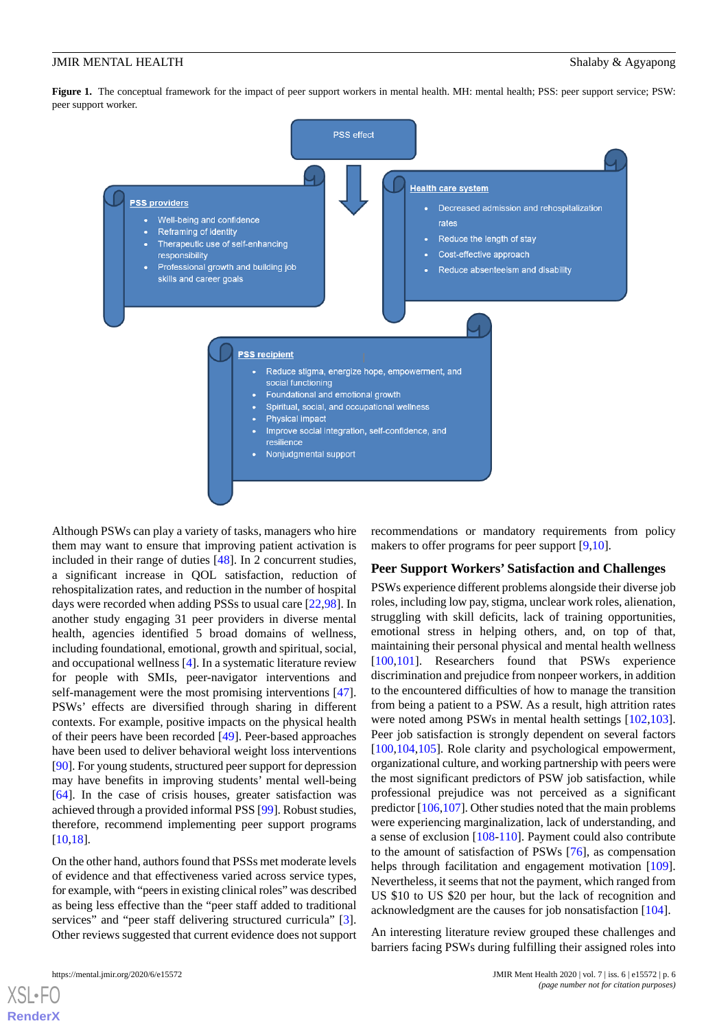**Figure 1.** The conceptual framework for the impact of peer support workers in mental health. MH: mental health; PSS: peer support service; PSW: peer support worker.

PSS effect

**PSS providers**

- Well-being and confidence
- Reframing of identity
- Therapeutic use of self-enhancing responsibility
- Professional growth and building job skills and career goals

**Health care system**

- Decreased admission and rehospitalization rates
- Reduce the length of stay
- Cost-effective approach
- Reduce absenteeism and disability

**PSS recipient**

- Reduce stigma, energize hope, empowerment, and social functioning
- Foundational and emotional growth
- Spiritual, social, and occupational wellness
- Physical impact
- Improve social integration, self-confidence, and resilience
- Nonjudgmental support

Although PSWs can play a variety of tasks, managers who hire them may want to ensure that improving patient activation is included in their range of duties [48]. In 2 concurrent studies, a significant increase in QOL satisfaction, reduction of rehospitalization rates, and reduction in the number of hospital days were recorded when adding PSSs to usual care [22,98]. In another study engaging 31 peer providers in diverse mental health, agencies identified 5 broad domains of wellness, including foundational, emotional, growth and spiritual, social, and occupational wellness [4]. In a systematic literature review for people with SMIs, peer-navigator interventions and self-management were the most promising interventions [47]. PSWs' effects are diversified through sharing in different contexts. For example, positive impacts on the physical health of their peers have been recorded [49]. Peer-based approaches have been used to deliver behavioral weight loss interventions [90]. For young students, structured peer support for depression may have benefits in improving students' mental well-being [64]. In the case of crisis houses, greater satisfaction was achieved through a provided informal PSS [99]. Robust studies, therefore, recommend implementing peer support programs [10,18].

On the other hand, authors found that PSSs met moderate levels of evidence and that effectiveness varied across service types, for example, with "peers in existing clinical roles" was described as being less effective than the "peer staff added to traditional services" and "peer staff delivering structured curricula" [3]. Other reviews suggested that current evidence does not support recommendations or mandatory requirements from policy makers to offer programs for peer support [9,10].

## Peer Support Workers' Satisfaction and Challenges

PSWs experience different problems alongside their diverse job roles, including low pay, stigma, unclear work roles, alienation, struggling with skill deficits, lack of training opportunities, emotional stress in helping others, and, on top of that, maintaining their personal physical and mental health wellness [100,101]. Researchers found that PSWs experience discrimination and prejudice from nonpeer workers, in addition to the encountered difficulties of how to manage the transition from being a patient to a PSW. As a result, high attrition rates were noted among PSWs in mental health settings [102,103]. Peer job satisfaction is strongly dependent on several factors [100,104,105]. Role clarity and psychological empowerment, organizational culture, and working partnership with peers were the most significant predictors of PSW job satisfaction, while professional prejudice was not perceived as a significant predictor [106,107]. Other studies noted that the main problems were experiencing marginalization, lack of understanding, and a sense of exclusion [108-110]. Payment could also contribute to the amount of satisfaction of PSWs [76], as compensation helps through facilitation and engagement motivation [109]. Nevertheless, it seems that not the payment, which ranged from US $10 to US $20 per hour, but the lack of recognition and acknowledgment are the causes for job nonsatisfaction [104].

An interesting literature review grouped these challenges and barriers facing PSWs during fulfilling their assigned roles into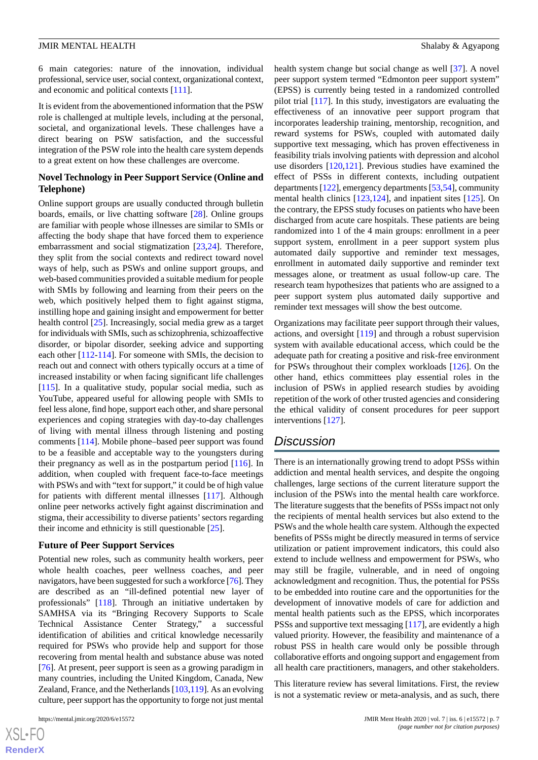6 main categories: nature of the innovation, individual professional, service user, social context, organizational context, and economic and political contexts [111].

It is evident from the abovementioned information that the PSW role is challenged at multiple levels, including at the personal, societal, and organizational levels. These challenges have a direct bearing on PSW satisfaction, and the successful integration of the PSW role into the health care system depends to a great extent on how these challenges are overcome.

### Novel Technology in Peer Support Service (Online and Telephone)

Online support groups are usually conducted through bulletin boards, emails, or live chatting software [28]. Online groups are familiar with people whose illnesses are similar to SMIs or affecting the body shape that have forced them to experience embarrassment and social stigmatization [23,24]. Therefore, they split from the social contexts and redirect toward novel ways of help, such as PSWs and online support groups, and web-based communities provided a suitable medium for people with SMIs by following and learning from their peers on the web, which positively helped them to fight against stigma, instilling hope and gaining insight and empowerment for better health control [25]. Increasingly, social media grew as a target for individuals with SMIs, such as schizophrenia, schizoaffective disorder, or bipolar disorder, seeking advice and supporting each other [112-114]. For someone with SMIs, the decision to reach out and connect with others typically occurs at a time of increased instability or when facing significant life challenges [115]. In a qualitative study, popular social media, such as YouTube, appeared useful for allowing people with SMIs to feel less alone, find hope, support each other, and share personal experiences and coping strategies with day-to-day challenges of living with mental illness through listening and posting comments [114]. Mobile phone–based peer support was found to be a feasible and acceptable way to the youngsters during their pregnancy as well as in the postpartum period [116]. In addition, when coupled with frequent face-to-face meetings with PSWs and with "text for support," it could be of high value for patients with different mental illnesses [117]. Although online peer networks actively fight against discrimination and stigma, their accessibility to diverse patients' sectors regarding their income and ethnicity is still questionable [25].

### Future of Peer Support Services

Potential new roles, such as community health workers, peer whole health coaches, peer wellness coaches, and peer navigators, have been suggested for such a workforce [76]. They are described as an "ill-defined potential new layer of professionals" [118]. Through an initiative undertaken by SAMHSA via its "Bringing Recovery Supports to Scale Technical Assistance Center Strategy," a successful identification of abilities and critical knowledge necessarily required for PSWs who provide help and support for those recovering from mental health and substance abuse was noted [76]. At present, peer support is seen as a growing paradigm in many countries, including the United Kingdom, Canada, New Zealand, France, and the Netherlands [103,119]. As an evolving culture, peer support has the opportunity to forge not just mental health system change but social change as well [37]. A novel peer support system termed "Edmonton peer support system" (EPSS) is currently being tested in a randomized controlled pilot trial [117]. In this study, investigators are evaluating the effectiveness of an innovative peer support program that incorporates leadership training, mentorship, recognition, and reward systems for PSWs, coupled with automated daily supportive text messaging, which has proven effectiveness in feasibility trials involving patients with depression and alcohol use disorders [120,121]. Previous studies have examined the effect of PSSs in different contexts, including outpatient departments [122], emergency departments [53,54], community mental health clinics [123,124], and inpatient sites [125]. On the contrary, the EPSS study focuses on patients who have been discharged from acute care hospitals. These patients are being randomized into 1 of the 4 main groups: enrollment in a peer support system, enrollment in a peer support system plus automated daily supportive and reminder text messages, enrollment in automated daily supportive and reminder text messages alone, or treatment as usual follow-up care. The research team hypothesizes that patients who are assigned to a peer support system plus automated daily supportive and reminder text messages will show the best outcome.

Organizations may facilitate peer support through their values, actions, and oversight [119] and through a robust supervision system with available educational access, which could be the adequate path for creating a positive and risk-free environment for PSWs throughout their complex workloads [126]. On the other hand, ethics committees play essential roles in the inclusion of PSWs in applied research studies by avoiding repetition of the work of other trusted agencies and considering the ethical validity of consent procedures for peer support interventions [127].

## Discussion

There is an internationally growing trend to adopt PSSs within addiction and mental health services, and despite the ongoing challenges, large sections of the current literature support the inclusion of the PSWs into the mental health care workforce. The literature suggests that the benefits of PSSs impact not only the recipients of mental health services but also extend to the PSWs and the whole health care system. Although the expected benefits of PSSs might be directly measured in terms of service utilization or patient improvement indicators, this could also extend to include wellness and empowerment for PSWs, who may still be fragile, vulnerable, and in need of ongoing acknowledgement and recognition. Thus, the potential for PSSs to be embedded into routine care and the opportunities for the development of innovative models of care for addiction and mental health patients such as the EPSS, which incorporates PSSs and supportive text messaging [117], are evidently a high valued priority. However, the feasibility and maintenance of a robust PSS in health care would only be possible through collaborative efforts and ongoing support and engagement from all health care practitioners, managers, and other stakeholders.

This literature review has several limitations. First, the review is not a systematic review or meta-analysis, and as such, there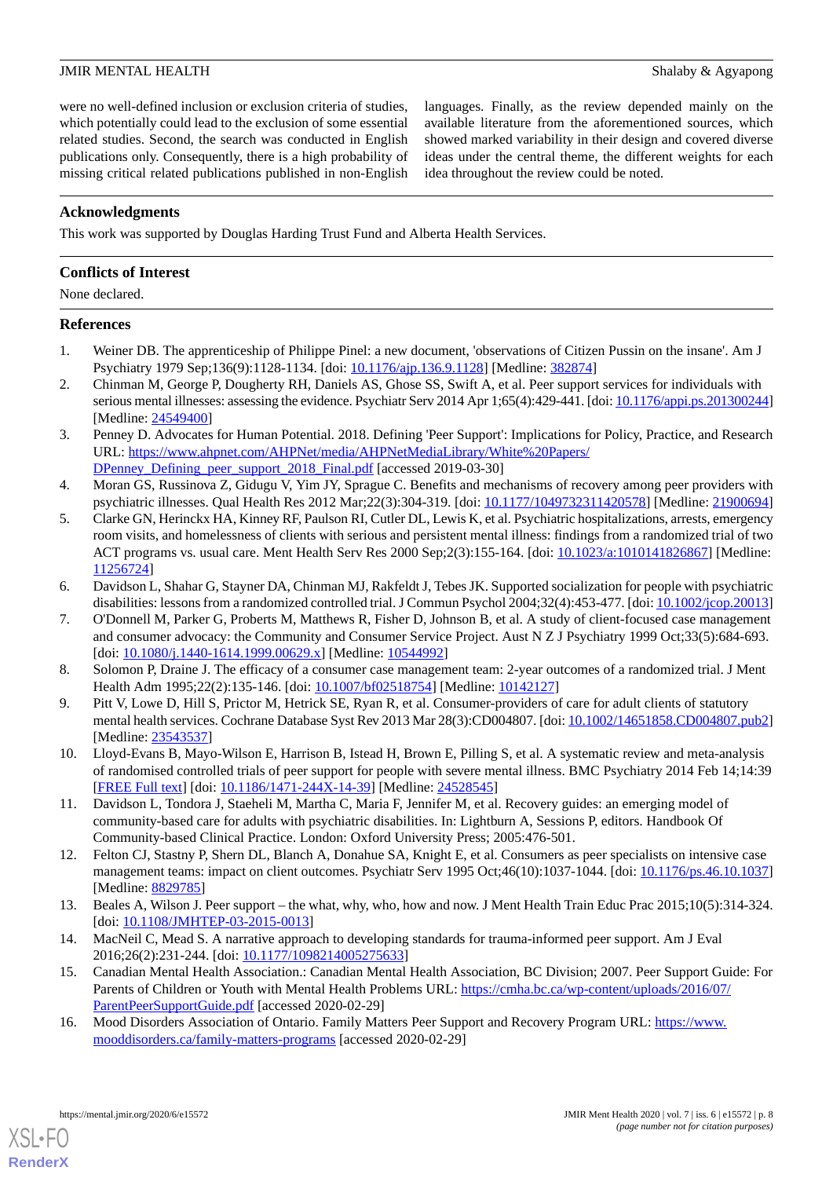were no well-defined inclusion or exclusion criteria of studies, which potentially could lead to the exclusion of some essential related studies. Second, the search was conducted in English publications only. Consequently, there is a high probability of missing critical related publications published in non-English languages. Finally, as the review depended mainly on the available literature from the aforementioned sources, which showed marked variability in their design and covered diverse ideas under the central theme, the different weights for each idea throughout the review could be noted.

## Acknowledgments

This work was supported by Douglas Harding Trust Fund and Alberta Health Services.

## Conflicts of Interest

None declared.

## References

1. Weiner DB. The apprenticeship of Philippe Pinel: a new document, 'observations of Citizen Pussin on the insane'. Am J Psychiatry 1979 Sep;136(9):1128-1134. [doi: 10.1176/ajp.136.9.1128] [Medline: 382874]
2. Chinman M, George P, Dougherty RH, Daniels AS, Ghose SS, Swift A, et al. Peer support services for individuals with serious mental illnesses: assessing the evidence. Psychiatr Serv 2014 Apr 1;65(4):429-441. [doi: 10.1176/appi.ps.201300244] [Medline: 24549400]
3. Penney D. Advocates for Human Potential. 2018. Defining 'Peer Support': Implications for Policy, Practice, and Research URL: https://www.ahpnet.com/AHPNet/media/AHPNetMediaLibrary/White%20Papers/DPenney_Defining_peer_support_2018_Final.pdf [accessed 2019-03-30]
4. Moran GS, Russinova Z, Gidugu V, Yim JY, Sprague C. Benefits and mechanisms of recovery among peer providers with psychiatric illnesses. Qual Health Res 2012 Mar;22(3):304-319. [doi: 10.1177/1049732311420578] [Medline: 21900694]
5. Clarke GN, Herinckx HA, Kinney RF, Paulson RI, Cutler DL, Lewis K, et al. Psychiatric hospitalizations, arrests, emergency room visits, and homelessness of clients with serious and persistent mental illness: findings from a randomized trial of two ACT programs vs. usual care. Ment Health Serv Res 2000 Sep;2(3):155-164. [doi: 10.1023/a:1010141826867] [Medline: 11256724]
6. Davidson L, Shahar G, Stayner DA, Chinman MJ, Rakfeldt J, Tebes JK. Supported socialization for people with psychiatric disabilities: lessons from a randomized controlled trial. J Commun Psychol 2004;32(4):453-477. [doi: 10.1002/jcop.20013]
7. O'Donnell M, Parker G, Proberts M, Matthews R, Fisher D, Johnson B, et al. A study of client-focused case management and consumer advocacy: the Community and Consumer Service Project. Aust N Z J Psychiatry 1999 Oct;33(5):684-693. [doi: 10.1080/j.1440-1614.1999.00629.x] [Medline: 10544992]
8. Solomon P, Draine J. The efficacy of a consumer case management team: 2-year outcomes of a randomized trial. J Ment Health Adm 1995;22(2):135-146. [doi: 10.1007/bf02518754] [Medline: 10142127]
9. Pitt V, Lowe D, Hill S, Prictor M, Hetrick SE, Ryan R, et al. Consumer-providers of care for adult clients of statutory mental health services. Cochrane Database Syst Rev 2013 Mar 28(3):CD004807. [doi: 10.1002/14651858.CD004807.pub2] [Medline: 23543537]
10. Lloyd-Evans B, Mayo-Wilson E, Harrison B, Istead H, Brown E, Pilling S, et al. A systematic review and meta-analysis of randomised controlled trials of peer support for people with severe mental illness. BMC Psychiatry 2014 Feb 14;14:39 [FREE Full text] [doi: 10.1186/1471-244X-14-39] [Medline: 24528545]
11. Davidson L, Tondora J, Staeheli M, Martha C, Maria F, Jennifer M, et al. Recovery guides: an emerging model of community-based care for adults with psychiatric disabilities. In: Lightburn A, Sessions P, editors. Handbook Of Community-based Clinical Practice. London: Oxford University Press; 2005:476-501.
12. Felton CJ, Stastny P, Shern DL, Blanch A, Donahue SA, Knight E, et al. Consumers as peer specialists on intensive case management teams: impact on client outcomes. Psychiatr Serv 1995 Oct;46(10):1037-1044. [doi: 10.1176/ps.46.10.1037] [Medline: 8829785]
13. Beales A, Wilson J. Peer support – the what, why, who, how and now. J Ment Health Train Educ Prac 2015;10(5):314-324. [doi: 10.1108/JMHTEP-03-2015-0013]
14. MacNeil C, Mead S. A narrative approach to developing standards for trauma-informed peer support. Am J Eval 2016;26(2):231-244. [doi: 10.1177/1098214005275633]
15. Canadian Mental Health Association.: Canadian Mental Health Association, BC Division; 2007. Peer Support Guide: For Parents of Children or Youth with Mental Health Problems URL: https://cmha.bc.ca/wp-content/uploads/2016/07/ParentPeerSupportGuide.pdf [accessed 2020-02-29]
16. Mood Disorders Association of Ontario. Family Matters Peer Support and Recovery Program URL: https://www.mooddisorders.ca/family-matters-programs [accessed 2020-02-29]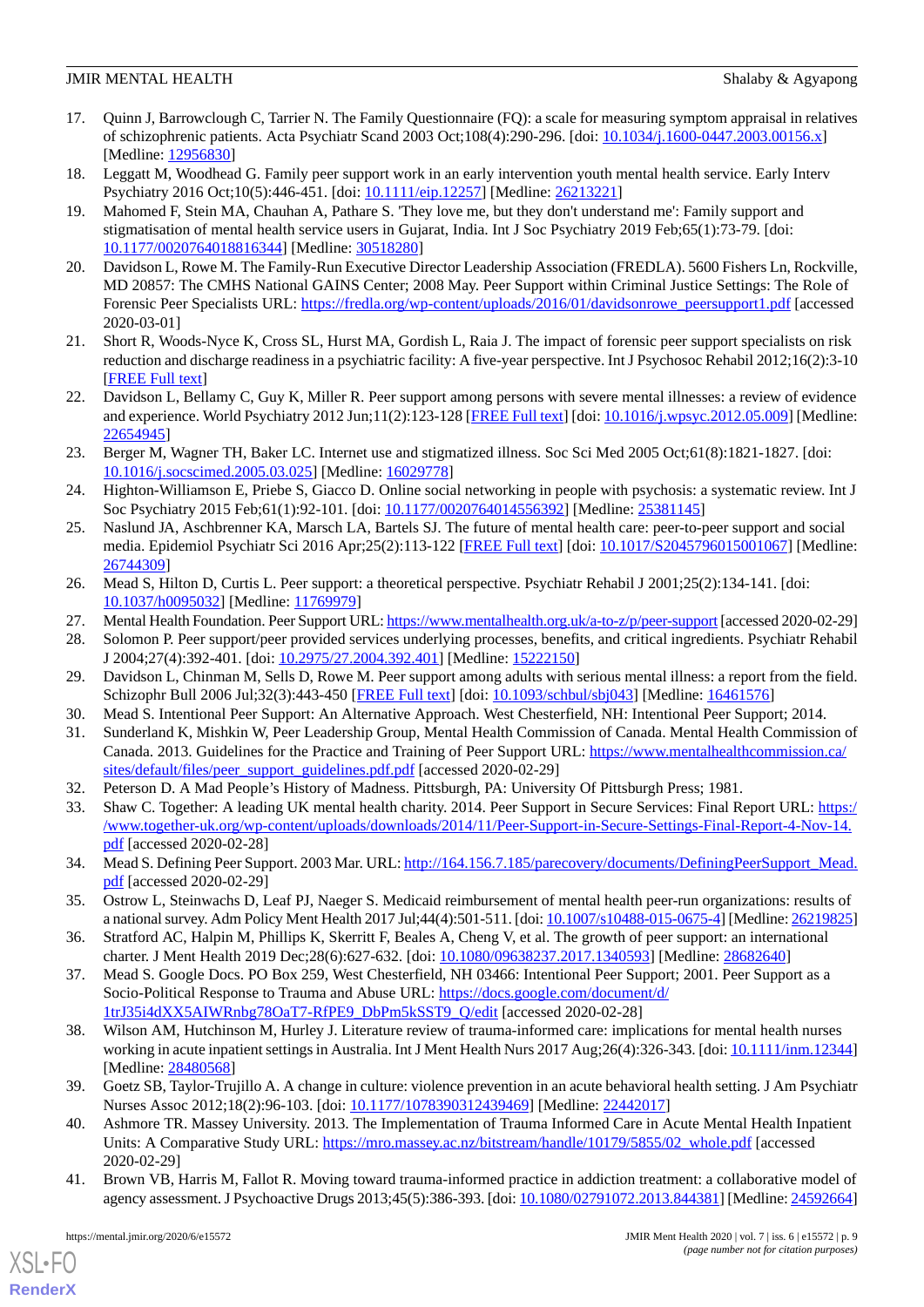17. Quinn J, Barrowclough C, Tarrier N. The Family Questionnaire (FQ): a scale for measuring symptom appraisal in relatives of schizophrenic patients. Acta Psychiatr Scand 2003 Oct;108(4):290-296. [doi: 10.1034/j.1600-0447.2003.00156.x] [Medline: 12956830]
18. Leggatt M, Woodhead G. Family peer support work in an early intervention youth mental health service. Early Interv Psychiatry 2016 Oct;10(5):446-451. [doi: 10.1111/eip.12257] [Medline: 26213221]
19. Mahomed F, Stein MA, Chauhan A, Pathare S. 'They love me, but they don't understand me': Family support and stigmatisation of mental health service users in Gujarat, India. Int J Soc Psychiatry 2019 Feb;65(1):73-79. [doi: 10.1177/0020764018816344] [Medline: 30518280]
20. Davidson L, Rowe M. The Family-Run Executive Director Leadership Association (FREDLA). 5600 Fishers Ln, Rockville, MD 20857: The CMHS National GAINS Center; 2008 May. Peer Support within Criminal Justice Settings: The Role of Forensic Peer Specialists URL: https://fredla.org/wp-content/uploads/2016/01/davidsonrowe_peersupport1.pdf [accessed 2020-03-01]
21. Short R, Woods-Nyce K, Cross SL, Hurst MA, Gordish L, Raia J. The impact of forensic peer support specialists on risk reduction and discharge readiness in a psychiatric facility: A five-year perspective. Int J Psychosoc Rehabil 2012;16(2):3-10 [FREE Full text]
22. Davidson L, Bellamy C, Guy K, Miller R. Peer support among persons with severe mental illnesses: a review of evidence and experience. World Psychiatry 2012 Jun;11(2):123-128 [FREE Full text] [doi: 10.1016/j.wpsyc.2012.05.009] [Medline: 22654945]
23. Berger M, Wagner TH, Baker LC. Internet use and stigmatized illness. Soc Sci Med 2005 Oct;61(8):1821-1827. [doi: 10.1016/j.socscimed.2005.03.025] [Medline: 16029778]
24. Highton-Williamson E, Priebe S, Giacco D. Online social networking in people with psychosis: a systematic review. Int J Soc Psychiatry 2015 Feb;61(1):92-101. [doi: 10.1177/0020764014556392] [Medline: 25381145]
25. Naslund JA, Aschbrenner KA, Marsch LA, Bartels SJ. The future of mental health care: peer-to-peer support and social media. Epidemiol Psychiatr Sci 2016 Apr;25(2):113-122 [FREE Full text] [doi: 10.1017/S2045796015001067] [Medline: 26744309]
26. Mead S, Hilton D, Curtis L. Peer support: a theoretical perspective. Psychiatr Rehabil J 2001;25(2):134-141. [doi: 10.1037/h0095032] [Medline: 11769979]
27. Mental Health Foundation. Peer Support URL: https://www.mentalhealth.org.uk/a-to-z/p/peer-support [accessed 2020-02-29]
28. Solomon P. Peer support/peer provided services underlying processes, benefits, and critical ingredients. Psychiatr Rehabil J 2004;27(4):392-401. [doi: 10.2975/27.2004.392.401] [Medline: 15222150]
29. Davidson L, Chinman M, Sells D, Rowe M. Peer support among adults with serious mental illness: a report from the field. Schizophr Bull 2006 Jul;32(3):443-450 [FREE Full text] [doi: 10.1093/schbul/sbj043] [Medline: 16461576]
30. Mead S. Intentional Peer Support: An Alternative Approach. West Chesterfield, NH: Intentional Peer Support; 2014.
31. Sunderland K, Mishkin W, Peer Leadership Group, Mental Health Commission of Canada. Mental Health Commission of Canada. 2013. Guidelines for the Practice and Training of Peer Support URL: https://www.mentalhealthcommission.ca/sites/default/files/peer_support_guidelines.pdf.pdf [accessed 2020-02-29]
32. Peterson D. A Mad People's History of Madness. Pittsburgh, PA: University Of Pittsburgh Press; 1981.
33. Shaw C. Together: A leading UK mental health charity. 2014. Peer Support in Secure Services: Final Report URL: https://www.together-uk.org/wp-content/uploads/downloads/2014/11/Peer-Support-in-Secure-Settings-Final-Report-4-Nov-14.pdf [accessed 2020-02-28]
34. Mead S. Defining Peer Support. 2003 Mar. URL: http://164.156.7.185/parecovery/documents/DefiningPeerSupport_Mead.pdf [accessed 2020-02-29]
35. Ostrow L, Steinwachs D, Leaf PJ, Naeger S. Medicaid reimbursement of mental health peer-run organizations: results of a national survey. Adm Policy Ment Health 2017 Jul;44(4):501-511. [doi: 10.1007/s10488-015-0675-4] [Medline: 26219825]
36. Stratford AC, Halpin M, Phillips K, Skerritt F, Beales A, Cheng V, et al. The growth of peer support: an international charter. J Ment Health 2019 Dec;28(6):627-632. [doi: 10.1080/09638237.2017.1340593] [Medline: 28682640]
37. Mead S. Google Docs. PO Box 259, West Chesterfield, NH 03466: Intentional Peer Support; 2001. Peer Support as a Socio-Political Response to Trauma and Abuse URL: https://docs.google.com/document/d/1trJ35i4dXX5AIWRnbg78OaT7-RfPE9_DbPm5kSST9_Q/edit [accessed 2020-02-28]
38. Wilson AM, Hutchinson M, Hurley J. Literature review of trauma-informed care: implications for mental health nurses working in acute inpatient settings in Australia. Int J Ment Health Nurs 2017 Aug;26(4):326-343. [doi: 10.1111/inm.12344] [Medline: 28480568]
39. Goetz SB, Taylor-Trujillo A. A change in culture: violence prevention in an acute behavioral health setting. J Am Psychiatr Nurses Assoc 2012;18(2):96-103. [doi: 10.1177/1078390312439469] [Medline: 22442017]
40. Ashmore TR. Massey University. 2013. The Implementation of Trauma Informed Care in Acute Mental Health Inpatient Units: A Comparative Study URL: https://mro.massey.ac.nz/bitstream/handle/10179/5855/02_whole.pdf [accessed 2020-02-29]
41. Brown VB, Harris M, Fallot R. Moving toward trauma-informed practice in addiction treatment: a collaborative model of agency assessment. J Psychoactive Drugs 2013;45(5):386-393. [doi: 10.1080/02791072.2013.844381] [Medline: 24592664]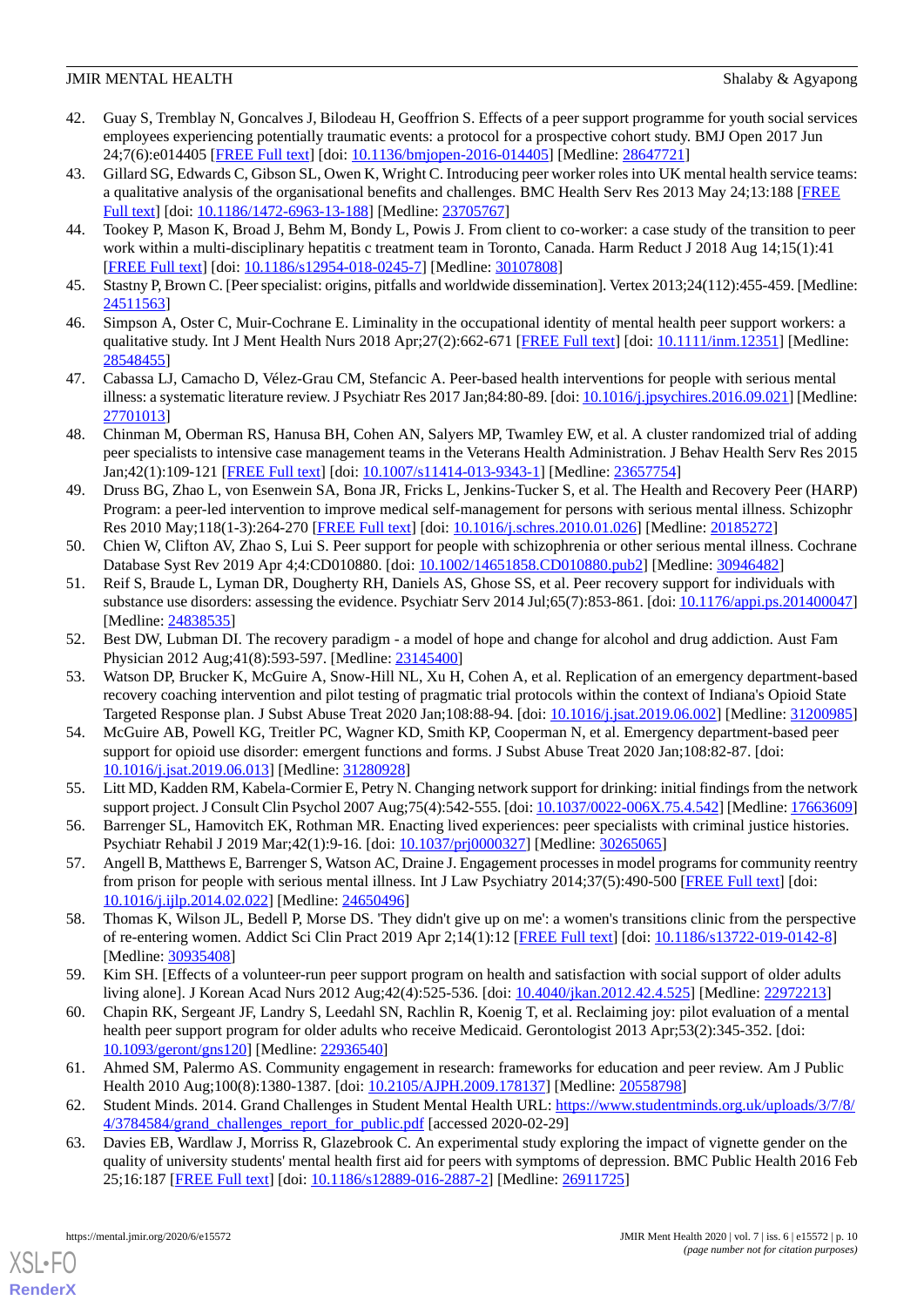42. Guay S, Tremblay N, Goncalves J, Bilodeau H, Geoffrion S. Effects of a peer support programme for youth social services employees experiencing potentially traumatic events: a protocol for a prospective cohort study. BMJ Open 2017 Jun 24;7(6):e014405 [FREE Full text] [doi: 10.1136/bmjopen-2016-014405] [Medline: 28647721]
43. Gillard SG, Edwards C, Gibson SL, Owen K, Wright C. Introducing peer worker roles into UK mental health service teams: a qualitative analysis of the organisational benefits and challenges. BMC Health Serv Res 2013 May 24;13:188 [FREE Full text] [doi: 10.1186/1472-6963-13-188] [Medline: 23705767]
44. Tookey P, Mason K, Broad J, Behm M, Bondy L, Powis J. From client to co-worker: a case study of the transition to peer work within a multi-disciplinary hepatitis c treatment team in Toronto, Canada. Harm Reduct J 2018 Aug 14;15(1):41 [FREE Full text] [doi: 10.1186/s12954-018-0245-7] [Medline: 30107808]
45. Stastny P, Brown C. [Peer specialist: origins, pitfalls and worldwide dissemination]. Vertex 2013;24(112):455-459. [Medline: 24511563]
46. Simpson A, Oster C, Muir-Cochrane E. Liminality in the occupational identity of mental health peer support workers: a qualitative study. Int J Ment Health Nurs 2018 Apr;27(2):662-671 [FREE Full text] [doi: 10.1111/inm.12351] [Medline: 28548455]
47. Cabassa LJ, Camacho D, Vélez-Grau CM, Stefancic A. Peer-based health interventions for people with serious mental illness: a systematic literature review. J Psychiatr Res 2017 Jan;84:80-89. [doi: 10.1016/j.jpsychires.2016.09.021] [Medline: 27701013]
48. Chinman M, Oberman RS, Hanusa BH, Cohen AN, Salyers MP, Twamley EW, et al. A cluster randomized trial of adding peer specialists to intensive case management teams in the Veterans Health Administration. J Behav Health Serv Res 2015 Jan;42(1):109-121 [FREE Full text] [doi: 10.1007/s11414-013-9343-1] [Medline: 23657754]
49. Druss BG, Zhao L, von Esenwein SA, Bona JR, Fricks L, Jenkins-Tucker S, et al. The Health and Recovery Peer (HARP) Program: a peer-led intervention to improve medical self-management for persons with serious mental illness. Schizophr Res 2010 May;118(1-3):264-270 [FREE Full text] [doi: 10.1016/j.schres.2010.01.026] [Medline: 20185272]
50. Chien W, Clifton AV, Zhao S, Lui S. Peer support for people with schizophrenia or other serious mental illness. Cochrane Database Syst Rev 2019 Apr 4;4:CD010880. [doi: 10.1002/14651858.CD010880.pub2] [Medline: 30946482]
51. Reif S, Braude L, Lyman DR, Dougherty RH, Daniels AS, Ghose SS, et al. Peer recovery support for individuals with substance use disorders: assessing the evidence. Psychiatr Serv 2014 Jul;65(7):853-861. [doi: 10.1176/appi.ps.201400047] [Medline: 24838535]
52. Best DW, Lubman DI. The recovery paradigm - a model of hope and change for alcohol and drug addiction. Aust Fam Physician 2012 Aug;41(8):593-597. [Medline: 23145400]
53. Watson DP, Brucker K, McGuire A, Snow-Hill NL, Xu H, Cohen A, et al. Replication of an emergency department-based recovery coaching intervention and pilot testing of pragmatic trial protocols within the context of Indiana's Opioid State Targeted Response plan. J Subst Abuse Treat 2020 Jan;108:88-94. [doi: 10.1016/j.jsat.2019.06.002] [Medline: 31200985]
54. McGuire AB, Powell KG, Treitler PC, Wagner KD, Smith KP, Cooperman N, et al. Emergency department-based peer support for opioid use disorder: emergent functions and forms. J Subst Abuse Treat 2020 Jan;108:82-87. [doi: 10.1016/j.jsat.2019.06.013] [Medline: 31280928]
55. Litt MD, Kadden RM, Kabela-Cormier E, Petry N. Changing network support for drinking: initial findings from the network support project. J Consult Clin Psychol 2007 Aug;75(4):542-555. [doi: 10.1037/0022-006X.75.4.542] [Medline: 17663609]
56. Barrenger SL, Hamovitch EK, Rothman MR. Enacting lived experiences: peer specialists with criminal justice histories. Psychiatr Rehabil J 2019 Mar;42(1):9-16. [doi: 10.1037/prj0000327] [Medline: 30265065]
57. Angell B, Matthews E, Barrenger S, Watson AC, Draine J. Engagement processes in model programs for community reentry from prison for people with serious mental illness. Int J Law Psychiatry 2014;37(5):490-500 [FREE Full text] [doi: 10.1016/j.ijlp.2014.02.022] [Medline: 24650496]
58. Thomas K, Wilson JL, Bedell P, Morse DS. 'They didn't give up on me': a women's transitions clinic from the perspective of re-entering women. Addict Sci Clin Pract 2019 Apr 2;14(1):12 [FREE Full text] [doi: 10.1186/s13722-019-0142-8] [Medline: 30935408]
59. Kim SH. [Effects of a volunteer-run peer support program on health and satisfaction with social support of older adults living alone]. J Korean Acad Nurs 2012 Aug;42(4):525-536. [doi: 10.4040/jkan.2012.42.4.525] [Medline: 22972213]
60. Chapin RK, Sergeant JF, Landry S, Leedahl SN, Rachlin R, Koenig T, et al. Reclaiming joy: pilot evaluation of a mental health peer support program for older adults who receive Medicaid. Gerontologist 2013 Apr;53(2):345-352. [doi: 10.1093/geront/gns120] [Medline: 22936540]
61. Ahmed SM, Palermo AS. Community engagement in research: frameworks for education and peer review. Am J Public Health 2010 Aug;100(8):1380-1387. [doi: 10.2105/AJPH.2009.178137] [Medline: 20558798]
62. Student Minds. 2014. Grand Challenges in Student Mental Health URL: https://www.studentminds.org.uk/uploads/3/7/8/4/3784584/grand_challenges_report_for_public.pdf [accessed 2020-02-29]
63. Davies EB, Wardlaw J, Morriss R, Glazebrook C. An experimental study exploring the impact of vignette gender on the quality of university students' mental health first aid for peers with symptoms of depression. BMC Public Health 2016 Feb 25;16:187 [FREE Full text] [doi: 10.1186/s12889-016-2887-2] [Medline: 26911725]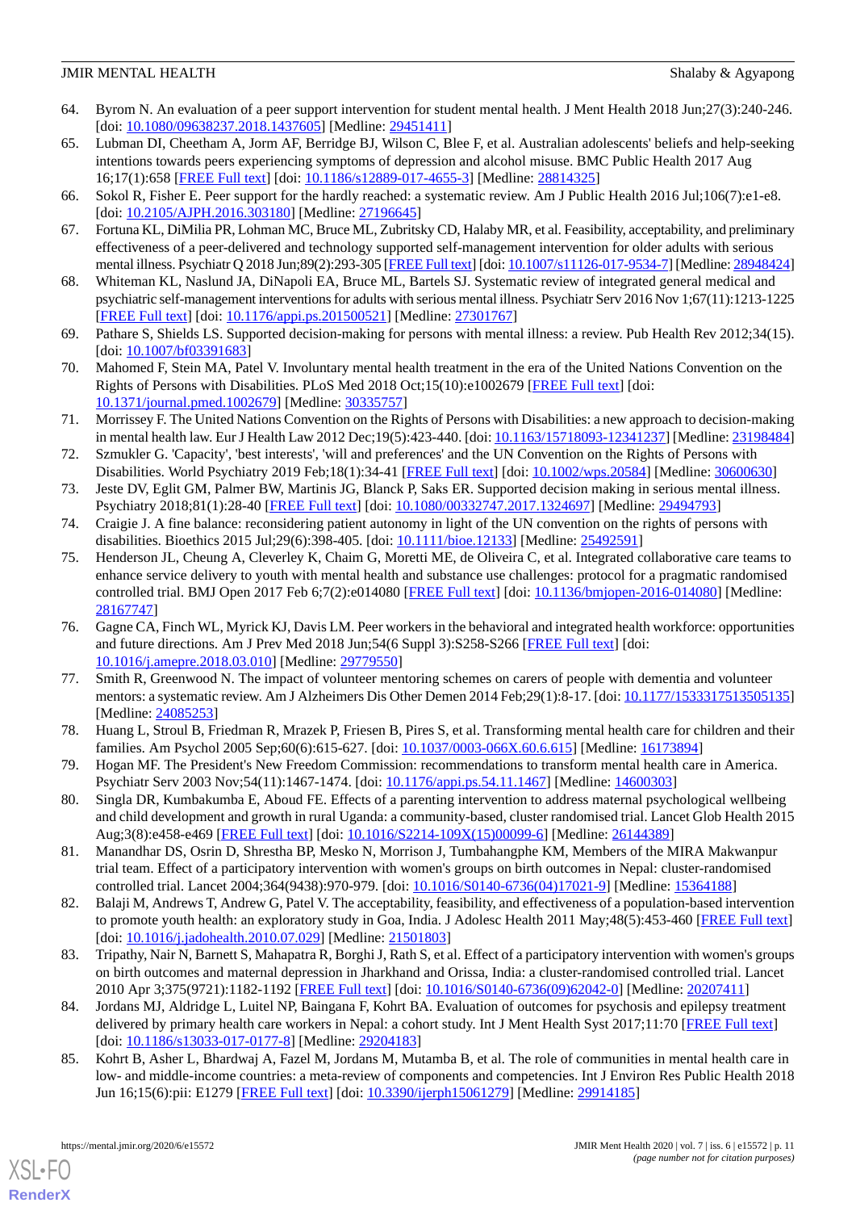64. Byrom N. An evaluation of a peer support intervention for student mental health. J Ment Health 2018 Jun;27(3):240-246. [doi: 10.1080/09638237.2018.1437605] [Medline: 29451411]
65. Lubman DI, Cheetham A, Jorm AF, Berridge BJ, Wilson C, Blee F, et al. Australian adolescents' beliefs and help-seeking intentions towards peers experiencing symptoms of depression and alcohol misuse. BMC Public Health 2017 Aug 16;17(1):658 [FREE Full text] [doi: 10.1186/s12889-017-4655-3] [Medline: 28814325]
66. Sokol R, Fisher E. Peer support for the hardly reached: a systematic review. Am J Public Health 2016 Jul;106(7):e1-e8. [doi: 10.2105/AJPH.2016.303180] [Medline: 27196645]
67. Fortuna KL, DiMilia PR, Lohman MC, Bruce ML, Zubritsky CD, Halaby MR, et al. Feasibility, acceptability, and preliminary effectiveness of a peer-delivered and technology supported self-management intervention for older adults with serious mental illness. Psychiatr Q 2018 Jun;89(2):293-305 [FREE Full text] [doi: 10.1007/s11126-017-9534-7] [Medline: 28948424]
68. Whiteman KL, Naslund JA, DiNapoli EA, Bruce ML, Bartels SJ. Systematic review of integrated general medical and psychiatric self-management interventions for adults with serious mental illness. Psychiatr Serv 2016 Nov 1;67(11):1213-1225 [FREE Full text] [doi: 10.1176/appi.ps.201500521] [Medline: 27301767]
69. Pathare S, Shields LS. Supported decision-making for persons with mental illness: a review. Pub Health Rev 2012;34(15). [doi: 10.1007/bf03391683]
70. Mahomed F, Stein MA, Patel V. Involuntary mental health treatment in the era of the United Nations Convention on the Rights of Persons with Disabilities. PLoS Med 2018 Oct;15(10):e1002679 [FREE Full text] [doi: 10.1371/journal.pmed.1002679] [Medline: 30335757]
71. Morrissey F. The United Nations Convention on the Rights of Persons with Disabilities: a new approach to decision-making in mental health law. Eur J Health Law 2012 Dec;19(5):423-440. [doi: 10.1163/15718093-12341237] [Medline: 23198484]
72. Szmukler G. 'Capacity', 'best interests', 'will and preferences' and the UN Convention on the Rights of Persons with Disabilities. World Psychiatry 2019 Feb;18(1):34-41 [FREE Full text] [doi: 10.1002/wps.20584] [Medline: 30600630]
73. Jeste DV, Eglit GM, Palmer BW, Martinis JG, Blanck P, Saks ER. Supported decision making in serious mental illness. Psychiatry 2018;81(1):28-40 [FREE Full text] [doi: 10.1080/00332747.2017.1324697] [Medline: 29494793]
74. Craigie J. A fine balance: reconsidering patient autonomy in light of the UN convention on the rights of persons with disabilities. Bioethics 2015 Jul;29(6):398-405. [doi: 10.1111/bioe.12133] [Medline: 25492591]
75. Henderson JL, Cheung A, Cleverley K, Chaim G, Moretti ME, de Oliveira C, et al. Integrated collaborative care teams to enhance service delivery to youth with mental health and substance use challenges: protocol for a pragmatic randomised controlled trial. BMJ Open 2017 Feb 6;7(2):e014080 [FREE Full text] [doi: 10.1136/bmjopen-2016-014080] [Medline: 28167747]
76. Gagne CA, Finch WL, Myrick KJ, Davis LM. Peer workers in the behavioral and integrated health workforce: opportunities and future directions. Am J Prev Med 2018 Jun;54(6 Suppl 3):S258-S266 [FREE Full text] [doi: 10.1016/j.amepre.2018.03.010] [Medline: 29779550]
77. Smith R, Greenwood N. The impact of volunteer mentoring schemes on carers of people with dementia and volunteer mentors: a systematic review. Am J Alzheimers Dis Other Demen 2014 Feb;29(1):8-17. [doi: 10.1177/1533317513505135] [Medline: 24085253]
78. Huang L, Stroul B, Friedman R, Mrazek P, Friesen B, Pires S, et al. Transforming mental health care for children and their families. Am Psychol 2005 Sep;60(6):615-627. [doi: 10.1037/0003-066X.60.6.615] [Medline: 16173894]
79. Hogan MF. The President's New Freedom Commission: recommendations to transform mental health care in America. Psychiatr Serv 2003 Nov;54(11):1467-1474. [doi: 10.1176/appi.ps.54.11.1467] [Medline: 14600303]
80. Singla DR, Kumbakumba E, Aboud FE. Effects of a parenting intervention to address maternal psychological wellbeing and child development and growth in rural Uganda: a community-based, cluster randomised trial. Lancet Glob Health 2015 Aug;3(8):e458-e469 [FREE Full text] [doi: 10.1016/S2214-109X(15)00099-6] [Medline: 26144389]
81. Manandhar DS, Osrin D, Shrestha BP, Mesko N, Morrison J, Tumbahangphe KM, Members of the MIRA Makwanpur trial team. Effect of a participatory intervention with women's groups on birth outcomes in Nepal: cluster-randomised controlled trial. Lancet 2004;364(9438):970-979. [doi: 10.1016/S0140-6736(04)17021-9] [Medline: 15364188]
82. Balaji M, Andrews T, Andrew G, Patel V. The acceptability, feasibility, and effectiveness of a population-based intervention to promote youth health: an exploratory study in Goa, India. J Adolesc Health 2011 May;48(5):453-460 [FREE Full text] [doi: 10.1016/j.jadohealth.2010.07.029] [Medline: 21501803]
83. Tripathy, Nair N, Barnett S, Mahapatra R, Borghi J, Rath S, et al. Effect of a participatory intervention with women's groups on birth outcomes and maternal depression in Jharkhand and Orissa, India: a cluster-randomised controlled trial. Lancet 2010 Apr 3;375(9721):1182-1192 [FREE Full text] [doi: 10.1016/S0140-6736(09)62042-0] [Medline: 20207411]
84. Jordans MJ, Aldridge L, Luitel NP, Baingana F, Kohrt BA. Evaluation of outcomes for psychosis and epilepsy treatment delivered by primary health care workers in Nepal: a cohort study. Int J Ment Health Syst 2017;11:70 [FREE Full text] [doi: 10.1186/s13033-017-0177-8] [Medline: 29204183]
85. Kohrt B, Asher L, Bhardwaj A, Fazel M, Jordans M, Mutamba B, et al. The role of communities in mental health care in low- and middle-income countries: a meta-review of components and competencies. Int J Environ Res Public Health 2018 Jun 16;15(6):pii: E1279 [FREE Full text] [doi: 10.3390/ijerph15061279] [Medline: 29914185]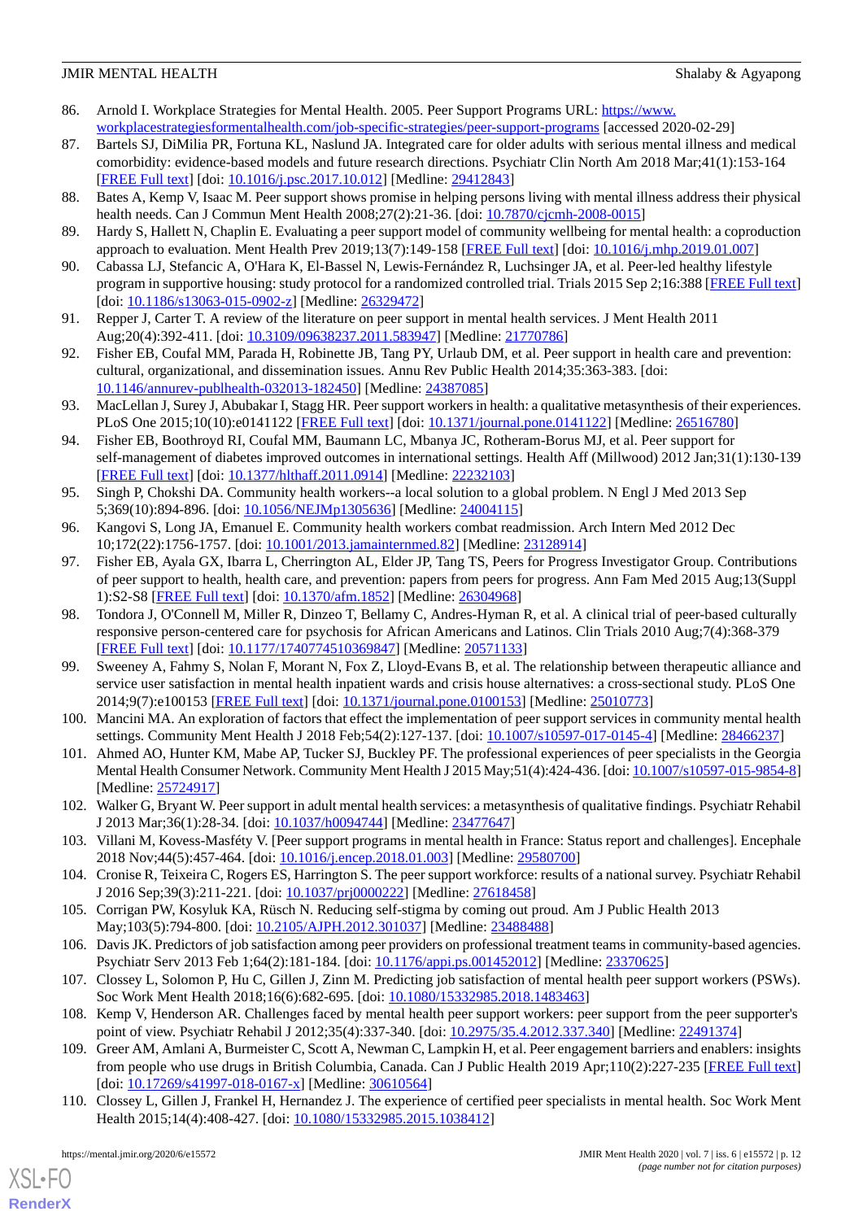86. Arnold I. Workplace Strategies for Mental Health. 2005. Peer Support Programs URL: https://www.workplacestrategiesformentalhealth.com/job-specific-strategies/peer-support-programs [accessed 2020-02-29]
87. Bartels SJ, DiMilia PR, Fortuna KL, Naslund JA. Integrated care for older adults with serious mental illness and medical comorbidity: evidence-based models and future research directions. Psychiatr Clin North Am 2018 Mar;41(1):153-164 [FREE Full text] [doi: 10.1016/j.psc.2017.10.012] [Medline: 29412843]
88. Bates A, Kemp V, Isaac M. Peer support shows promise in helping persons living with mental illness address their physical health needs. Can J Commun Ment Health 2008;27(2):21-36. [doi: 10.7870/cjcmh-2008-0015]
89. Hardy S, Hallett N, Chaplin E. Evaluating a peer support model of community wellbeing for mental health: a coproduction approach to evaluation. Ment Health Prev 2019;13(7):149-158 [FREE Full text] [doi: 10.1016/j.mhp.2019.01.007]
90. Cabassa LJ, Stefancic A, O'Hara K, El-Bassel N, Lewis-Fernández R, Luchsinger JA, et al. Peer-led healthy lifestyle program in supportive housing: study protocol for a randomized controlled trial. Trials 2015 Sep 2;16:388 [FREE Full text] [doi: 10.1186/s13063-015-0902-z] [Medline: 26329472]
91. Repper J, Carter T. A review of the literature on peer support in mental health services. J Ment Health 2011 Aug;20(4):392-411. [doi: 10.3109/09638237.2011.583947] [Medline: 21770786]
92. Fisher EB, Coufal MM, Parada H, Robinette JB, Tang PY, Urlaub DM, et al. Peer support in health care and prevention: cultural, organizational, and dissemination issues. Annu Rev Public Health 2014;35:363-383. [doi: 10.1146/annurev-publhealth-032013-182450] [Medline: 24387085]
93. MacLellan J, Surey J, Abubakar I, Stagg HR. Peer support workers in health: a qualitative metasynthesis of their experiences. PLoS One 2015;10(10):e0141122 [FREE Full text] [doi: 10.1371/journal.pone.0141122] [Medline: 26516780]
94. Fisher EB, Boothroyd RI, Coufal MM, Baumann LC, Mbanya JC, Rotheram-Borus MJ, et al. Peer support for self-management of diabetes improved outcomes in international settings. Health Aff (Millwood) 2012 Jan;31(1):130-139 [FREE Full text] [doi: 10.1377/hlthaff.2011.0914] [Medline: 22232103]
95. Singh P, Chokshi DA. Community health workers--a local solution to a global problem. N Engl J Med 2013 Sep 5;369(10):894-896. [doi: 10.1056/NEJMp1305636] [Medline: 24004115]
96. Kangovi S, Long JA, Emanuel E. Community health workers combat readmission. Arch Intern Med 2012 Dec 10;172(22):1756-1757. [doi: 10.1001/2013.jamainternmed.82] [Medline: 23128914]
97. Fisher EB, Ayala GX, Ibarra L, Cherrington AL, Elder JP, Tang TS, Peers for Progress Investigator Group. Contributions of peer support to health, health care, and prevention: papers from peers for progress. Ann Fam Med 2015 Aug;13(Suppl 1):S2-S8 [FREE Full text] [doi: 10.1370/afm.1852] [Medline: 26304968]
98. Tondora J, O'Connell M, Miller R, Dinzeo T, Bellamy C, Andres-Hyman R, et al. A clinical trial of peer-based culturally responsive person-centered care for psychosis for African Americans and Latinos. Clin Trials 2010 Aug;7(4):368-379 [FREE Full text] [doi: 10.1177/1740774510369847] [Medline: 20571133]
99. Sweeney A, Fahmy S, Nolan F, Morant N, Fox Z, Lloyd-Evans B, et al. The relationship between therapeutic alliance and service user satisfaction in mental health inpatient wards and crisis house alternatives: a cross-sectional study. PLoS One 2014;9(7):e100153 [FREE Full text] [doi: 10.1371/journal.pone.0100153] [Medline: 25010773]
100. Mancini MA. An exploration of factors that effect the implementation of peer support services in community mental health settings. Community Ment Health J 2018 Feb;54(2):127-137. [doi: 10.1007/s10597-017-0145-4] [Medline: 28466237]
101. Ahmed AO, Hunter KM, Mabe AP, Tucker SJ, Buckley PF. The professional experiences of peer specialists in the Georgia Mental Health Consumer Network. Community Ment Health J 2015 May;51(4):424-436. [doi: 10.1007/s10597-015-9854-8] [Medline: 25724917]
102. Walker G, Bryant W. Peer support in adult mental health services: a metasynthesis of qualitative findings. Psychiatr Rehabil J 2013 Mar;36(1):28-34. [doi: 10.1037/h0094744] [Medline: 23477647]
103. Villani M, Kovess-Masféty V. [Peer support programs in mental health in France: Status report and challenges]. Encephale 2018 Nov;44(5):457-464. [doi: 10.1016/j.encep.2018.01.003] [Medline: 29580700]
104. Cronise R, Teixeira C, Rogers ES, Harrington S. The peer support workforce: results of a national survey. Psychiatr Rehabil J 2016 Sep;39(3):211-221. [doi: 10.1037/prj0000222] [Medline: 27618458]
105. Corrigan PW, Kosyluk KA, Rüsch N. Reducing self-stigma by coming out proud. Am J Public Health 2013 May;103(5):794-800. [doi: 10.2105/AJPH.2012.301037] [Medline: 23488488]
106. Davis JK. Predictors of job satisfaction among peer providers on professional treatment teams in community-based agencies. Psychiatr Serv 2013 Feb 1;64(2):181-184. [doi: 10.1176/appi.ps.001452012] [Medline: 23370625]
107. Clossey L, Solomon P, Hu C, Gillen J, Zinn M. Predicting job satisfaction of mental health peer support workers (PSWs). Soc Work Ment Health 2018;16(6):682-695. [doi: 10.1080/15332985.2018.1483463]
108. Kemp V, Henderson AR. Challenges faced by mental health peer support workers: peer support from the peer supporter's point of view. Psychiatr Rehabil J 2012;35(4):337-340. [doi: 10.2975/35.4.2012.337.340] [Medline: 22491374]
109. Greer AM, Amlani A, Burmeister C, Scott A, Newman C, Lampkin H, et al. Peer engagement barriers and enablers: insights from people who use drugs in British Columbia, Canada. Can J Public Health 2019 Apr;110(2):227-235 [FREE Full text] [doi: 10.17269/s41997-018-0167-x] [Medline: 30610564]
110. Clossey L, Gillen J, Frankel H, Hernandez J. The experience of certified peer specialists in mental health. Soc Work Ment Health 2015;14(4):408-427. [doi: 10.1080/15332985.2015.1038412]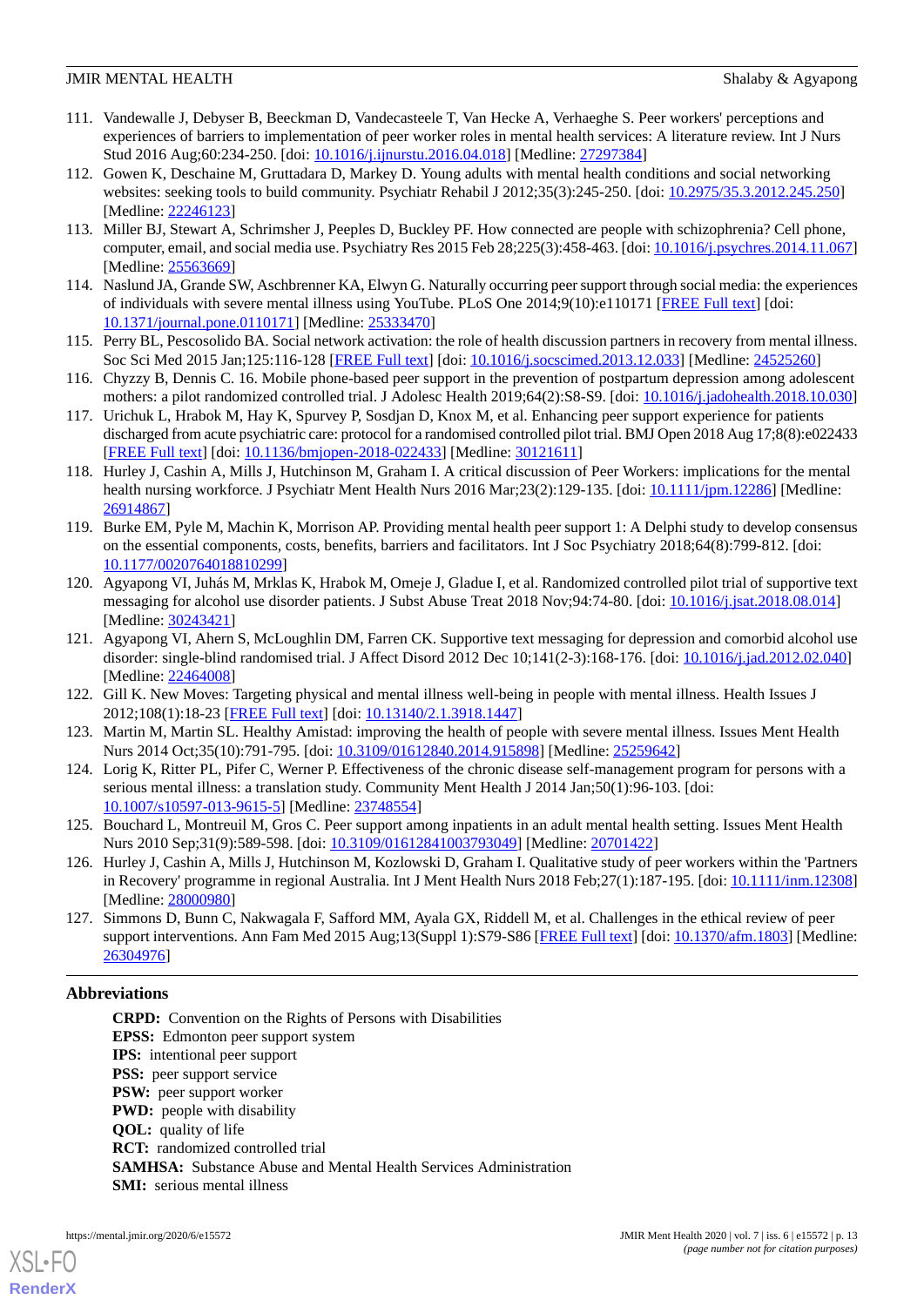111. Vandewalle J, Debyser B, Beeckman D, Vandecasteele T, Van Hecke A, Verhaeghe S. Peer workers' perceptions and experiences of barriers to implementation of peer worker roles in mental health services: A literature review. Int J Nurs Stud 2016 Aug;60:234-250. [doi: 10.1016/j.ijnurstu.2016.04.018] [Medline: 27297384]
112. Gowen K, Deschaine M, Gruttadara D, Markey D. Young adults with mental health conditions and social networking websites: seeking tools to build community. Psychiatr Rehabil J 2012;35(3):245-250. [doi: 10.2975/35.3.2012.245.250] [Medline: 22246123]
113. Miller BJ, Stewart A, Schrimsher J, Peeples D, Buckley PF. How connected are people with schizophrenia? Cell phone, computer, email, and social media use. Psychiatry Res 2015 Feb 28;225(3):458-463. [doi: 10.1016/j.psychres.2014.11.067] [Medline: 25563669]
114. Naslund JA, Grande SW, Aschbrenner KA, Elwyn G. Naturally occurring peer support through social media: the experiences of individuals with severe mental illness using YouTube. PLoS One 2014;9(10):e110171 [FREE Full text] [doi: 10.1371/journal.pone.0110171] [Medline: 25333470]
115. Perry BL, Pescosolido BA. Social network activation: the role of health discussion partners in recovery from mental illness. Soc Sci Med 2015 Jan;125:116-128 [FREE Full text] [doi: 10.1016/j.socscimed.2013.12.033] [Medline: 24525260]
116. Chyzzy B, Dennis C. 16. Mobile phone-based peer support in the prevention of postpartum depression among adolescent mothers: a pilot randomized controlled trial. J Adolesc Health 2019;64(2):S8-S9. [doi: 10.1016/j.jadohealth.2018.10.030]
117. Urichuk L, Hrabok M, Hay K, Spurvey P, Sosdjan D, Knox M, et al. Enhancing peer support experience for patients discharged from acute psychiatric care: protocol for a randomised controlled pilot trial. BMJ Open 2018 Aug 17;8(8):e022433 [FREE Full text] [doi: 10.1136/bmjopen-2018-022433] [Medline: 30121611]
118. Hurley J, Cashin A, Mills J, Hutchinson M, Graham I. A critical discussion of Peer Workers: implications for the mental health nursing workforce. J Psychiatr Ment Health Nurs 2016 Mar;23(2):129-135. [doi: 10.1111/jpm.12286] [Medline: 26914867]
119. Burke EM, Pyle M, Machin K, Morrison AP. Providing mental health peer support 1: A Delphi study to develop consensus on the essential components, costs, benefits, barriers and facilitators. Int J Soc Psychiatry 2018;64(8):799-812. [doi: 10.1177/0020764018810299]
120. Agyapong VI, Juhás M, Mrklas K, Hrabok M, Omeje J, Gladue I, et al. Randomized controlled pilot trial of supportive text messaging for alcohol use disorder patients. J Subst Abuse Treat 2018 Nov;94:74-80. [doi: 10.1016/j.jsat.2018.08.014] [Medline: 30243421]
121. Agyapong VI, Ahern S, McLoughlin DM, Farren CK. Supportive text messaging for depression and comorbid alcohol use disorder: single-blind randomised trial. J Affect Disord 2012 Dec 10;141(2-3):168-176. [doi: 10.1016/j.jad.2012.02.040] [Medline: 22464008]
122. Gill K. New Moves: Targeting physical and mental illness well-being in people with mental illness. Health Issues J 2012;108(1):18-23 [FREE Full text] [doi: 10.13140/2.1.3918.1447]
123. Martin M, Martin SL. Healthy Amistad: improving the health of people with severe mental illness. Issues Ment Health Nurs 2014 Oct;35(10):791-795. [doi: 10.3109/01612840.2014.915898] [Medline: 25259642]
124. Lorig K, Ritter PL, Pifer C, Werner P. Effectiveness of the chronic disease self-management program for persons with a serious mental illness: a translation study. Community Ment Health J 2014 Jan;50(1):96-103. [doi: 10.1007/s10597-013-9615-5] [Medline: 23748554]
125. Bouchard L, Montreuil M, Gros C. Peer support among inpatients in an adult mental health setting. Issues Ment Health Nurs 2010 Sep;31(9):589-598. [doi: 10.3109/01612841003793049] [Medline: 20701422]
126. Hurley J, Cashin A, Mills J, Hutchinson M, Kozlowski D, Graham I. Qualitative study of peer workers within the 'Partners in Recovery' programme in regional Australia. Int J Ment Health Nurs 2018 Feb;27(1):187-195. [doi: 10.1111/inm.12308] [Medline: 28000980]
127. Simmons D, Bunn C, Nakwagala F, Safford MM, Ayala GX, Riddell M, et al. Challenges in the ethical review of peer support interventions. Ann Fam Med 2015 Aug;13(Suppl 1):S79-S86 [FREE Full text] [doi: 10.1370/afm.1803] [Medline: 26304976]

## Abbreviations

**CRPD:** Convention on the Rights of Persons with Disabilities
**EPSS:** Edmonton peer support system
**IPS:** intentional peer support
**PSS:** peer support service
**PSW:** peer support worker
**PWD:** people with disability
**QOL:** quality of life
**RCT:** randomized controlled trial
**SAMHSA:** Substance Abuse and Mental Health Services Administration
**SMI:** serious mental illness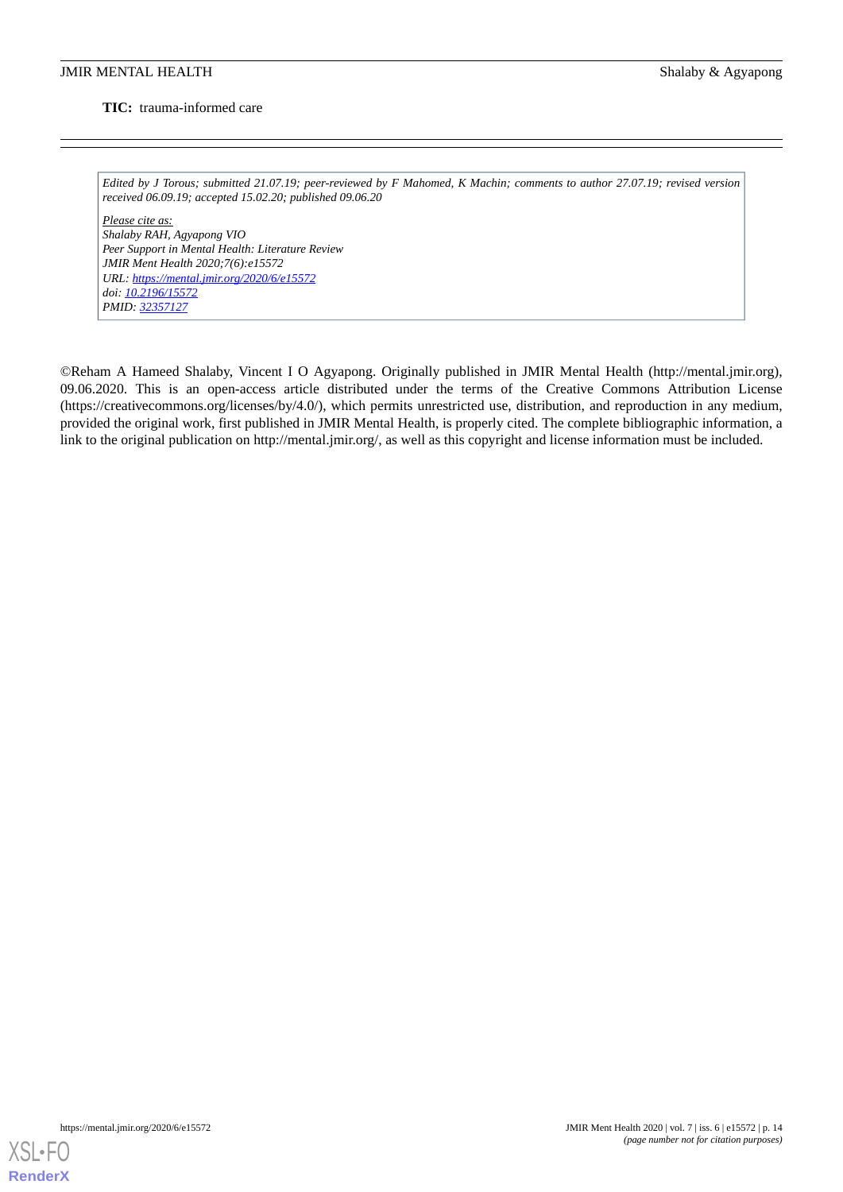**TIC:** trauma-informed care

---

*Edited by J Torous; submitted 21.07.19; peer-reviewed by F Mahomed, K Machin; comments to author 27.07.19; revised version received 06.09.19; accepted 15.02.20; published 09.06.20*

*Please cite as:*
*Shalaby RAH, Agyapong VIO*
*Peer Support in Mental Health: Literature Review*
*JMIR Ment Health 2020;7(6):e15572*
*URL: https://mental.jmir.org/2020/6/e15572*
*doi: 10.2196/15572*
*PMID: 32357127*

©Reham A Hameed Shalaby, Vincent I O Agyapong. Originally published in JMIR Mental Health (http://mental.jmir.org), 09.06.2020. This is an open-access article distributed under the terms of the Creative Commons Attribution License (https://creativecommons.org/licenses/by/4.0/), which permits unrestricted use, distribution, and reproduction in any medium, provided the original work, first published in JMIR Mental Health, is properly cited. The complete bibliographic information, a link to the original publication on http://mental.jmir.org/, as well as this copyright and license information must be included.